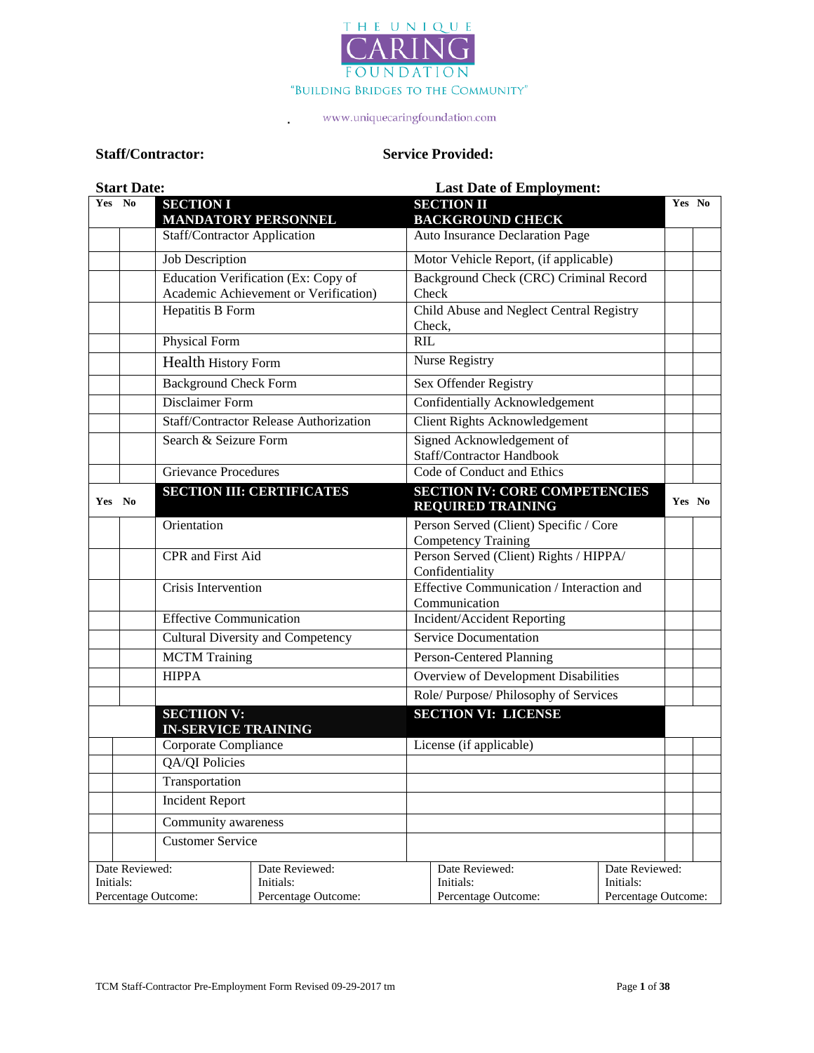THE UNIQUE **CARING** FOUNDATION

"BUILDING BRIDGES TO THE COMMUNITY"

www.uniquecaringfoundation.com

**Staff/Contractor:** **Service Provided:**

**Start Date:** **Last Date of Employment:**

| Yes | No | SECTION I MANDATORY PERSONNEL | SECTION II BACKGROUND CHECK | Yes | No |
|---|---|---|---|---|---|
| | | Staff/Contractor Application | Auto Insurance Declaration Page | | |
| | | Job Description | Motor Vehicle Report, (if applicable) | | |
| | | Education Verification (Ex: Copy of Academic Achievement or Verification) | Background Check (CRC) Criminal Record Check | | |
| | | Hepatitis B Form | Child Abuse and Neglect Central Registry Check, | | |
| | | Physical Form | RIL | | |
| | | Health History Form | Nurse Registry | | |
| | | Background Check Form | Sex Offender Registry | | |
| | | Disclaimer Form | Confidentially Acknowledgement | | |
| | | Staff/Contractor Release Authorization | Client Rights Acknowledgement | | |
| | | Search & Seizure Form | Signed Acknowledgement of Staff/Contractor Handbook | | |
| | | Grievance Procedures | Code of Conduct and Ethics | | |
| **Yes** | **No** | **SECTION III: CERTIFICATES** | **SECTION IV: CORE COMPETENCIES REQUIRED TRAINING** | **Yes** | **No** |
| | | Orientation | Person Served (Client) Specific / Core Competency Training | | |
| | | CPR and First Aid | Person Served (Client) Rights / HIPPA/ Confidentiality | | |
| | | Crisis Intervention | Effective Communication / Interaction and Communication | | |
| | | Effective Communication | Incident/Accident Reporting | | |
| | | Cultural Diversity and Competency | Service Documentation | | |
| | | MCTM Training | Person-Centered Planning | | |
| | | HIPPA | Overview of Development Disabilities | | |
| | | | Role/ Purpose/ Philosophy of Services | | |
| | | **SECTIION V: IN-SERVICE TRAINING** | **SECTION VI: LICENSE** | | |
| | | Corporate Compliance | License (if applicable) | | |
| | | QA/QI Policies | | | |
| | | Transportation | | | |
| | | Incident Report | | | |
| | | Community awareness | | | |
| | | Customer Service | | | |

| Date Reviewed:<br>Initials:<br>Percentage Outcome: | Date Reviewed:<br>Initials:<br>Percentage Outcome: | Date Reviewed:<br>Initials:<br>Percentage Outcome: | Date Reviewed:<br>Initials:<br>Percentage Outcome: |
|---|---|---|---|

TCM Staff-Contractor Pre-Employment Form Revised 09-29-2017 tm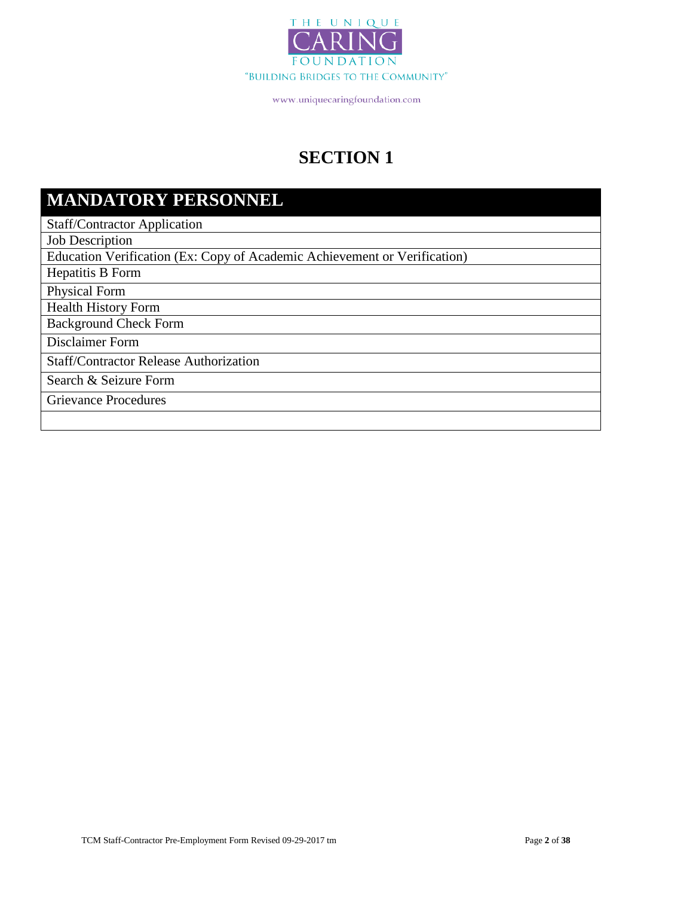THE UNIQUE CARING FOUNDATION

"BUILDING BRIDGES TO THE COMMUNITY"

www.uniquecaringfoundation.com

# SECTION 1

| MANDATORY PERSONNEL |
|---|
| Staff/Contractor Application |
| Job Description |
| Education Verification (Ex: Copy of Academic Achievement or Verification) |
| Hepatitis B Form |
| Physical Form |
| Health History Form |
| Background Check Form |
| Disclaimer Form |
| Staff/Contractor Release Authorization |
| Search & Seizure Form |
| Grievance Procedures |
| |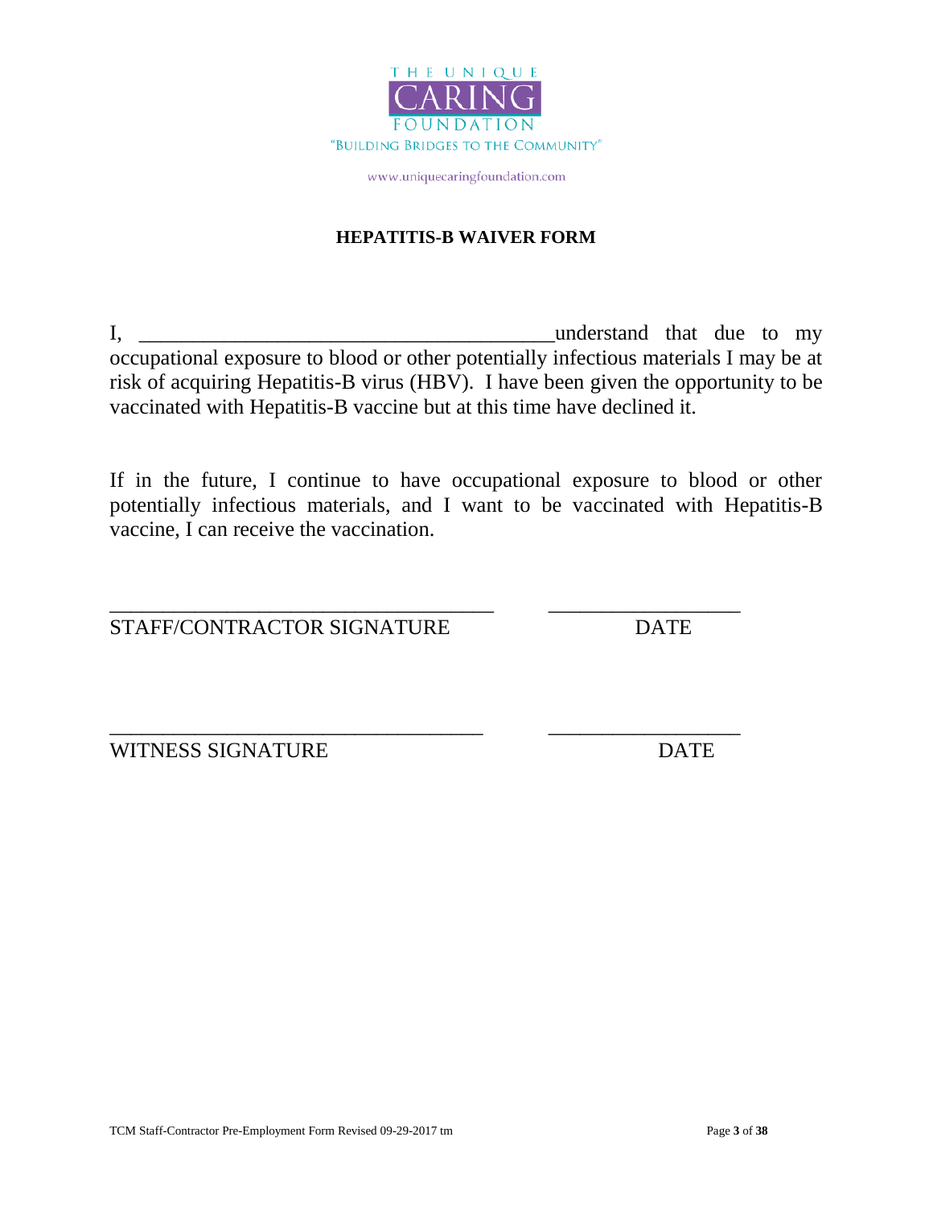THE UNIQUE
CARING
FOUNDATION
"BUILDING BRIDGES TO THE COMMUNITY"

www.uniquecaringfoundation.com

## HEPATITIS-B WAIVER FORM

I, ________________________________________understand that due to my occupational exposure to blood or other potentially infectious materials I may be at risk of acquiring Hepatitis-B virus (HBV). I have been given the opportunity to be vaccinated with Hepatitis-B vaccine but at this time have declined it.

If in the future, I continue to have occupational exposure to blood or other potentially infectious materials, and I want to be vaccinated with Hepatitis-B vaccine, I can receive the vaccination.

____________________________________ __________________
STAFF/CONTRACTOR SIGNATURE DATE

____________________________________ __________________
WITNESS SIGNATURE DATE

TCM Staff-Contractor Pre-Employment Form Revised 09-29-2017 tm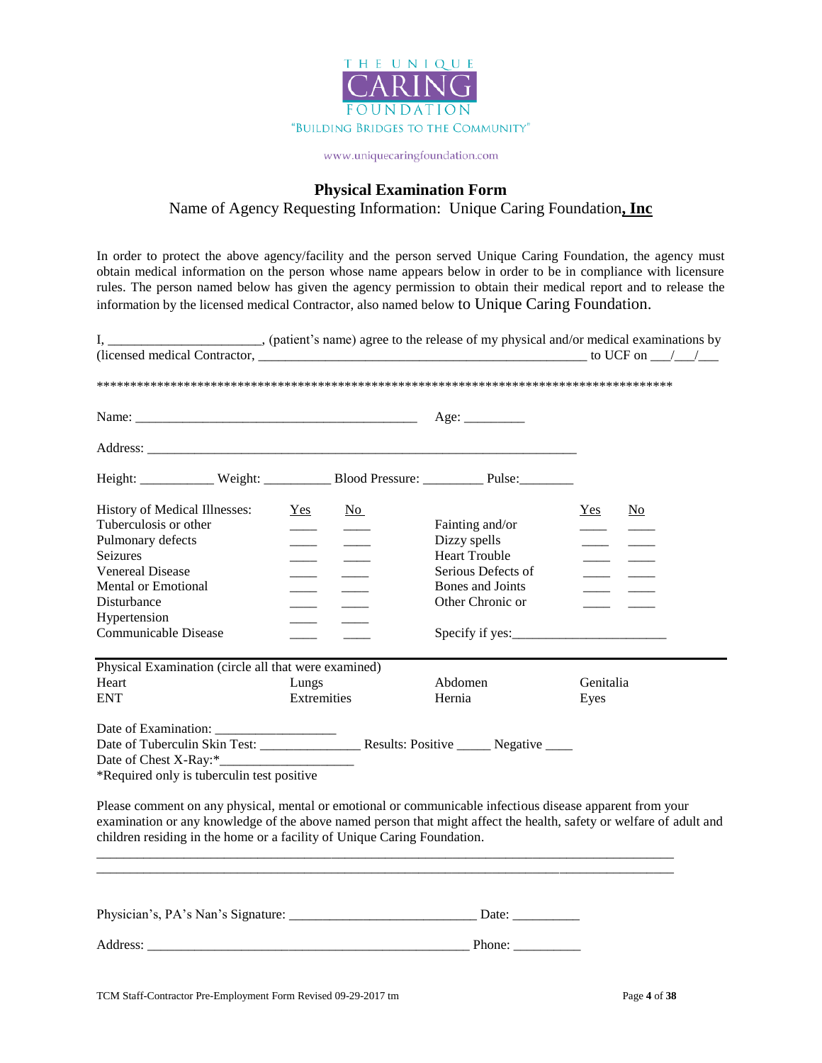THE UNIQUE CARING FOUNDATION

"BUILDING BRIDGES TO THE COMMUNITY"

www.uniquecaringfoundation.com

## Physical Examination Form

Name of Agency Requesting Information: Unique Caring Foundation**, Inc**

In order to protect the above agency/facility and the person served Unique Caring Foundation, the agency must obtain medical information on the person whose name appears below in order to be in compliance with licensure rules. The person named below has given the agency permission to obtain their medical report and to release the information by the licensed medical Contractor, also named below to Unique Caring Foundation.

I, ______________________, (patient's name) agree to the release of my physical and/or medical examinations by (licensed medical Contractor, _________________________________________________ to UCF on ___/___/___

***************************************************************************************

Name: __________________________________________ Age: _________

Address: ________________________________________________________________

Height: ___________ Weight: __________ Blood Pressure: _________ Pulse:________

| History of Medical Illnesses: | Yes | No | | Yes | No |
|---|---|---|---|---|---|
| Tuberculosis or other | ____ | ____ | Fainting and/or | ____ | ____ |
| Pulmonary defects | ____ | ____ | Dizzy spells | ____ | ____ |
| Seizures | ____ | ____ | Heart Trouble | ____ | ____ |
| Venereal Disease | ____ | ____ | Serious Defects of | ____ | ____ |
| Mental or Emotional | ____ | ____ | Bones and Joints | ____ | ____ |
| Disturbance | ____ | ____ | Other Chronic or | ____ | ____ |
| Hypertension | ____ | ____ | | | |
| Communicable Disease | ____ | ____ | Specify if yes:_______________________ | | |

Physical Examination (circle all that were examined)

| Heart | Lungs | Abdomen | Genitalia |
|---|---|---|---|
| ENT | Extremities | Hernia | Eyes |

Date of Examination: _________________

Date of Tuberculin Skin Test: ______________ Results: Positive _____ Negative ____

Date of Chest X-Ray:*___________________

*Required only is tuberculin test positive

Please comment on any physical, mental or emotional or communicable infectious disease apparent from your examination or any knowledge of the above named person that might affect the health, safety or welfare of adult and children residing in the home or a facility of Unique Caring Foundation.

_____________________________________________________________________________________

_____________________________________________________________________________________

Physician's, PA's Nan's Signature: ___________________________ Date: __________

Address: ________________________________________________ Phone: __________

TCM Staff-Contractor Pre-Employment Form Revised 09-29-2017 tm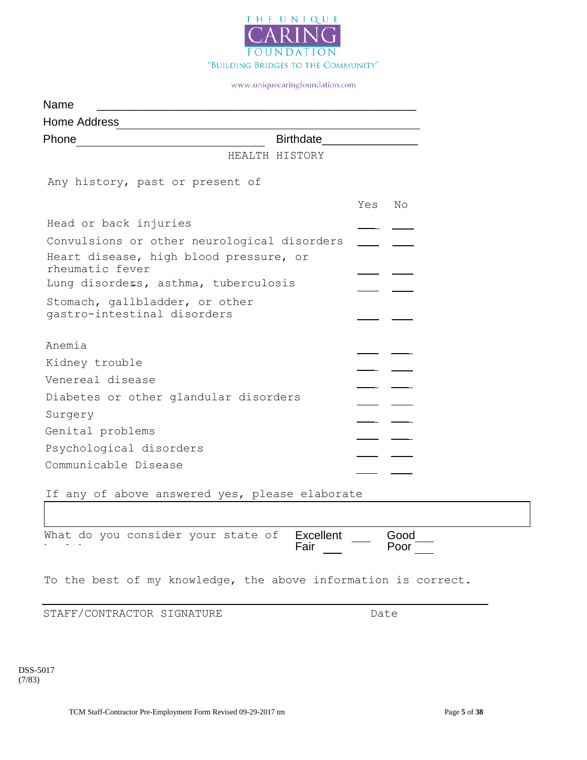THE UNIQUE
CARING
FOUNDATION
"BUILDING BRIDGES TO THE COMMUNITY"

www.uniquecaringfoundation.com

Name ______________________________________________

Home Address ______________________________________________

Phone ______________________________ Birthdate______________

## HEALTH HISTORY

Any history, past or present of

| | Yes | No |
|---|---|---|
| Head or back injuries | ___ | ___ |
| Convulsions or other neurological disorders | ___ | ___ |
| Heart disease, high blood pressure, or rheumatic fever | ___ | ___ |
| Lung disorders, asthma, tuberculosis | ___ | ___ |
| Stomach, gallbladder, or other gastro-intestinal disorders | ___ | ___ |
| Anemia | ___ | ___ |
| Kidney trouble | ___ | ___ |
| Venereal disease | ___ | ___ |
| Diabetes or other glandular disorders | ___ | ___ |
| Surgery | ___ | ___ |
| Genital problems | ___ | ___ |
| Psychological disorders | ___ | ___ |
| Communicable Disease | ___ | ___ |

If any of above answered yes, please elaborate

| |
|---|
| |

What do you consider your state of health? Excellent ___ Good ___ Fair ___ Poor ___

To the best of my knowledge, the above information is correct.

______________________________________________

STAFF/CONTRACTOR SIGNATURE Date

DSS-5017
(7/83)

TCM Staff-Contractor Pre-Employment Form Revised 09-29-2017 tm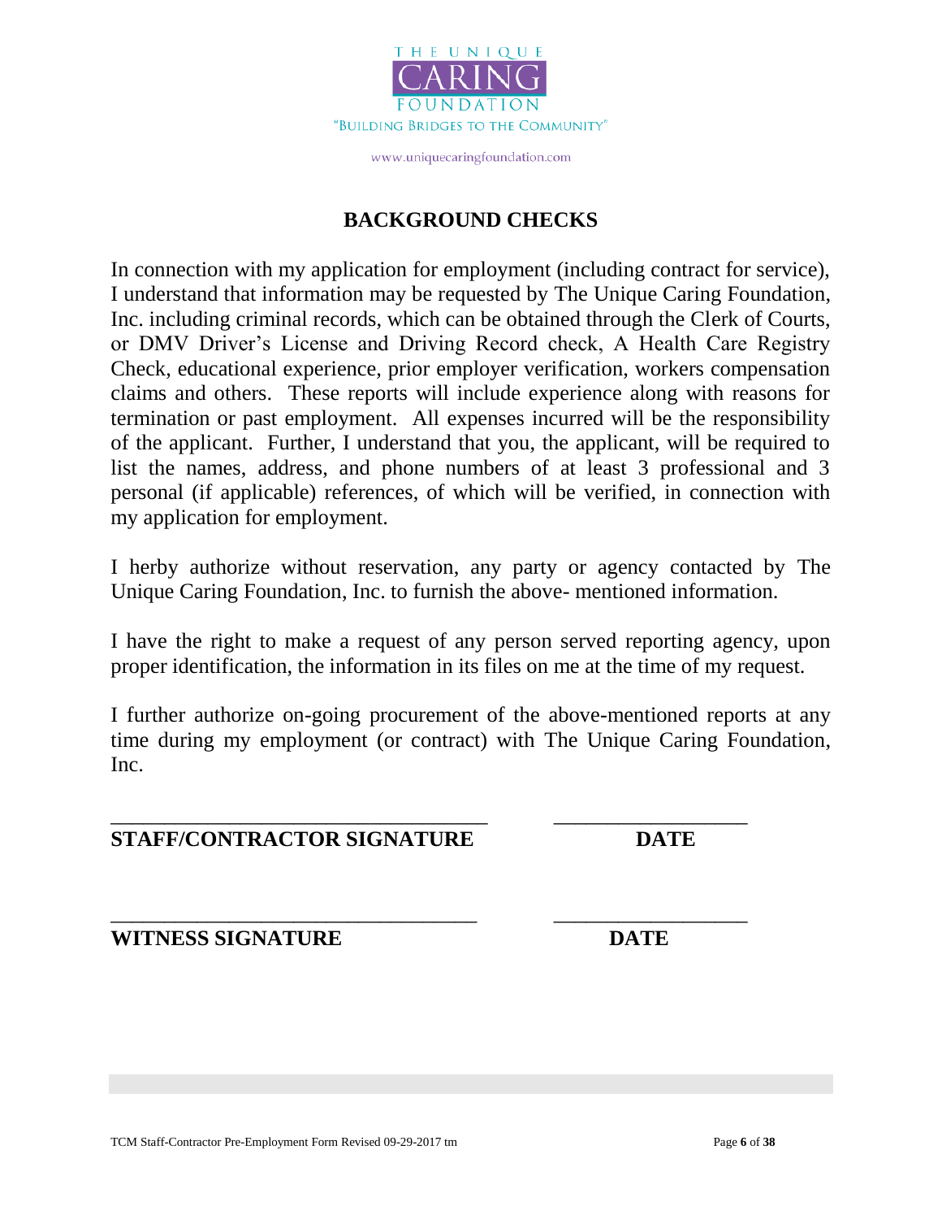THE UNIQUE
CARING
FOUNDATION
"BUILDING BRIDGES TO THE COMMUNITY"

www.uniquecaringfoundation.com

## BACKGROUND CHECKS

In connection with my application for employment (including contract for service), I understand that information may be requested by The Unique Caring Foundation, Inc. including criminal records, which can be obtained through the Clerk of Courts, or DMV Driver's License and Driving Record check, A Health Care Registry Check, educational experience, prior employer verification, workers compensation claims and others. These reports will include experience along with reasons for termination or past employment. All expenses incurred will be the responsibility of the applicant. Further, I understand that you, the applicant, will be required to list the names, address, and phone numbers of at least 3 professional and 3 personal (if applicable) references, of which will be verified, in connection with my application for employment.

I herby authorize without reservation, any party or agency contacted by The Unique Caring Foundation, Inc. to furnish the above- mentioned information.

I have the right to make a request of any person served reporting agency, upon proper identification, the information in its files on me at the time of my request.

I further authorize on-going procurement of the above-mentioned reports at any time during my employment (or contract) with The Unique Caring Foundation, Inc.

___________________________________ __________________

**STAFF/CONTRACTOR SIGNATURE** **DATE**

___________________________________ __________________

**WITNESS SIGNATURE** **DATE**

TCM Staff-Contractor Pre-Employment Form Revised 09-29-2017 tm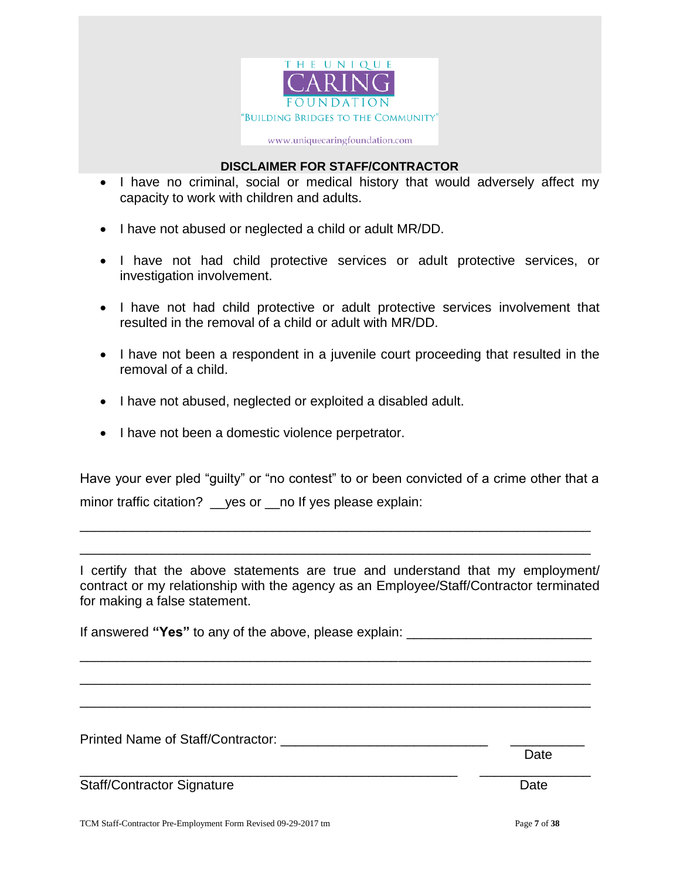THE UNIQUE CARING FOUNDATION

"BUILDING BRIDGES TO THE COMMUNITY"

www.uniquecaringfoundation.com

## DISCLAIMER FOR STAFF/CONTRACTOR

- I have no criminal, social or medical history that would adversely affect my capacity to work with children and adults.
- I have not abused or neglected a child or adult MR/DD.
- I have not had child protective services or adult protective services, or investigation involvement.
- I have not had child protective or adult protective services involvement that resulted in the removal of a child or adult with MR/DD.
- I have not been a respondent in a juvenile court proceeding that resulted in the removal of a child.
- I have not abused, neglected or exploited a disabled adult.
- I have not been a domestic violence perpetrator.

Have your ever pled "guilty" or "no contest" to or been convicted of a crime other that a minor traffic citation? __yes or __no If yes please explain:

______________________________________________________________________

______________________________________________________________________

I certify that the above statements are true and understand that my employment/ contract or my relationship with the agency as an Employee/Staff/Contractor terminated for making a false statement.

If answered **"Yes"** to any of the above, please explain: ________________________

______________________________________________________________________

______________________________________________________________________

______________________________________________________________________

Printed Name of Staff/Contractor: ____________________________ __________ Date

____________________________________________________ _______________

Staff/Contractor Signature Date

TCM Staff-Contractor Pre-Employment Form Revised 09-29-2017 tm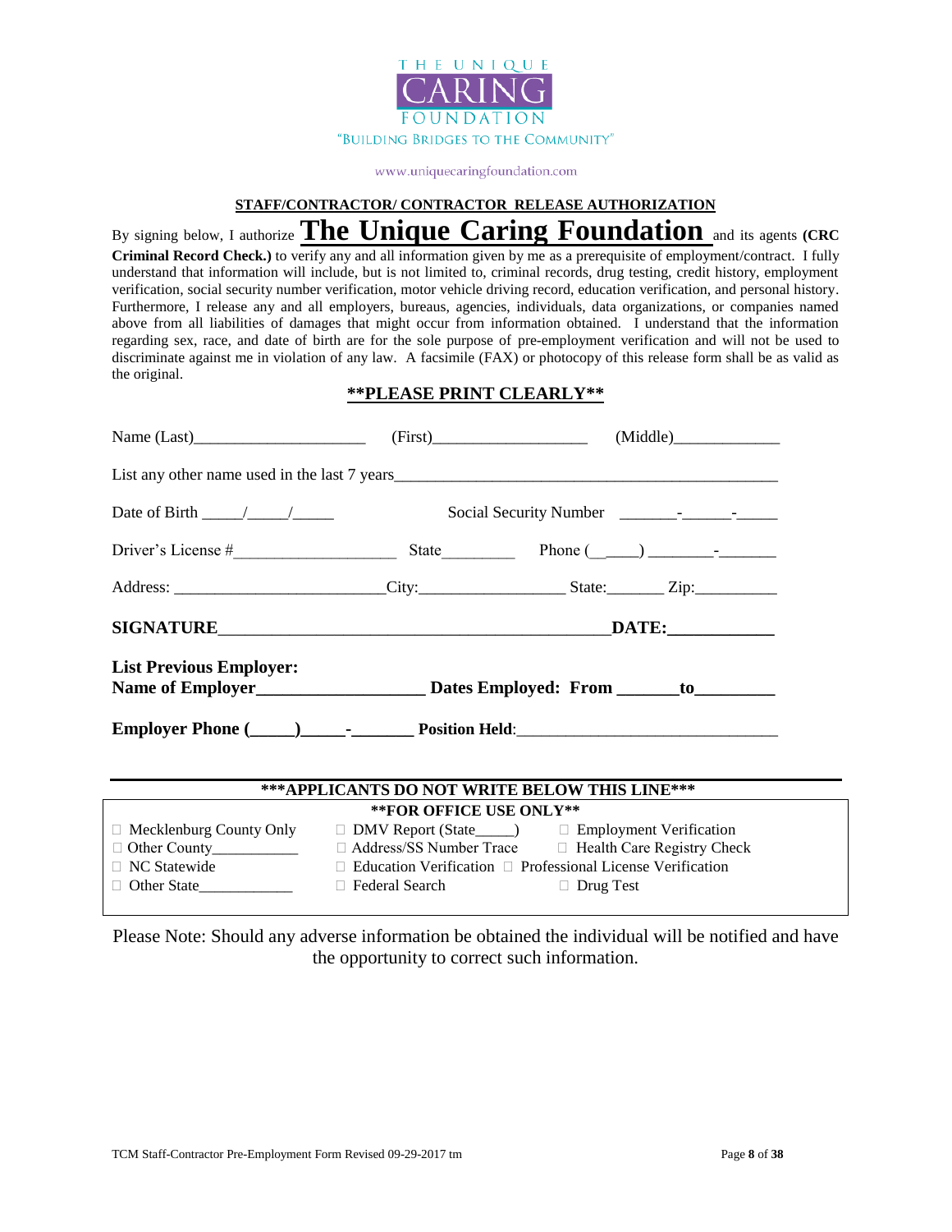THE UNIQUE
CARING
FOUNDATION
"BUILDING BRIDGES TO THE COMMUNITY"

www.uniquecaringfoundation.com

**STAFF/CONTRACTOR/ CONTRACTOR RELEASE AUTHORIZATION**

By signing below, I authorize **The Unique Caring Foundation** and its agents **(CRC Criminal Record Check.)** to verify any and all information given by me as a prerequisite of employment/contract. I fully understand that information will include, but is not limited to, criminal records, drug testing, credit history, employment verification, social security number verification, motor vehicle driving record, education verification, and personal history. Furthermore, I release any and all employers, bureaus, agencies, individuals, data organizations, or companies named above from all liabilities of damages that might occur from information obtained. I understand that the information regarding sex, race, and date of birth are for the sole purpose of pre-employment verification and will not be used to discriminate against me in violation of any law. A facsimile (FAX) or photocopy of this release form shall be as valid as the original.

**\*\*PLEASE PRINT CLEARLY\*\***

Name (Last)____________________ (First)__________________ (Middle)____________

List any other name used in the last 7 years______________________________________________

Date of Birth _____/_____/_____ Social Security Number _______-______-_____

Driver's License #___________________ State_________ Phone (____) ________-_______

Address: ________________________City:________________ State:______ Zip:__________

**SIGNATURE_____________________________________________DATE:____________**

**List Previous Employer:**
**Name of Employer__________________ Dates Employed: From _______to_________**

**Employer Phone (_____)_____-_______ Position Held**:______________________________

**\*\*\*APPLICANTS DO NOT WRITE BELOW THIS LINE\*\*\***

**\*\*FOR OFFICE USE ONLY\*\***

| | | |
|---|---|---|
| ☐ Mecklenburg County Only | ☐ DMV Report (State_____) | ☐ Employment Verification |
| ☐ Other County___________ | ☐ Address/SS Number Trace | ☐ Health Care Registry Check |
| ☐ NC Statewide | ☐ Education Verification | ☐ Professional License Verification |
| ☐ Other State____________ | ☐ Federal Search | ☐ Drug Test |

Please Note: Should any adverse information be obtained the individual will be notified and have the opportunity to correct such information.

TCM Staff-Contractor Pre-Employment Form Revised 09-29-2017 tm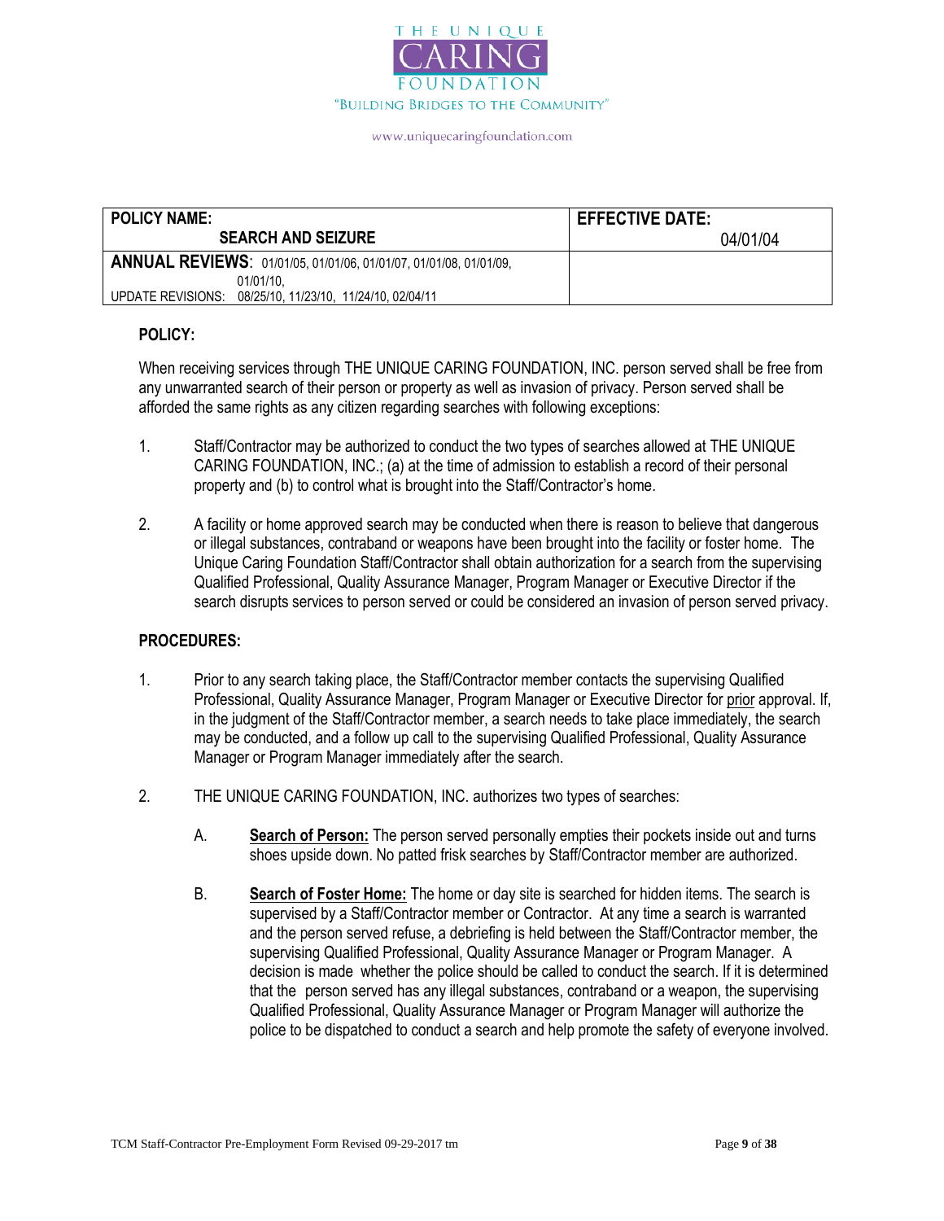THE UNIQUE CARING FOUNDATION

"BUILDING BRIDGES TO THE COMMUNITY"

www.uniquecaringfoundation.com

| POLICY NAME: SEARCH AND SEIZURE | EFFECTIVE DATE: 04/01/04 |
|---|---|
| **ANNUAL REVIEWS**: 01/01/05, 01/01/06, 01/01/07, 01/01/08, 01/01/09, 01/01/10, UPDATE REVISIONS: 08/25/10, 11/23/10, 11/24/10, 02/04/11 | |

## POLICY:

When receiving services through THE UNIQUE CARING FOUNDATION, INC. person served shall be free from any unwarranted search of their person or property as well as invasion of privacy. Person served shall be afforded the same rights as any citizen regarding searches with following exceptions:

1. Staff/Contractor may be authorized to conduct the two types of searches allowed at THE UNIQUE CARING FOUNDATION, INC.; (a) at the time of admission to establish a record of their personal property and (b) to control what is brought into the Staff/Contractor's home.

2. A facility or home approved search may be conducted when there is reason to believe that dangerous or illegal substances, contraband or weapons have been brought into the facility or foster home. The Unique Caring Foundation Staff/Contractor shall obtain authorization for a search from the supervising Qualified Professional, Quality Assurance Manager, Program Manager or Executive Director if the search disrupts services to person served or could be considered an invasion of person served privacy.

## PROCEDURES:

1. Prior to any search taking place, the Staff/Contractor member contacts the supervising Qualified Professional, Quality Assurance Manager, Program Manager or Executive Director for prior approval. If, in the judgment of the Staff/Contractor member, a search needs to take place immediately, the search may be conducted, and a follow up call to the supervising Qualified Professional, Quality Assurance Manager or Program Manager immediately after the search.

2. THE UNIQUE CARING FOUNDATION, INC. authorizes two types of searches:

   A. **Search of Person:** The person served personally empties their pockets inside out and turns shoes upside down. No patted frisk searches by Staff/Contractor member are authorized.

   B. **Search of Foster Home:** The home or day site is searched for hidden items. The search is supervised by a Staff/Contractor member or Contractor. At any time a search is warranted and the person served refuse, a debriefing is held between the Staff/Contractor member, the supervising Qualified Professional, Quality Assurance Manager or Program Manager. A decision is made whether the police should be called to conduct the search. If it is determined that the person served has any illegal substances, contraband or a weapon, the supervising Qualified Professional, Quality Assurance Manager or Program Manager will authorize the police to be dispatched to conduct a search and help promote the safety of everyone involved.

TCM Staff-Contractor Pre-Employment Form Revised 09-29-2017 tm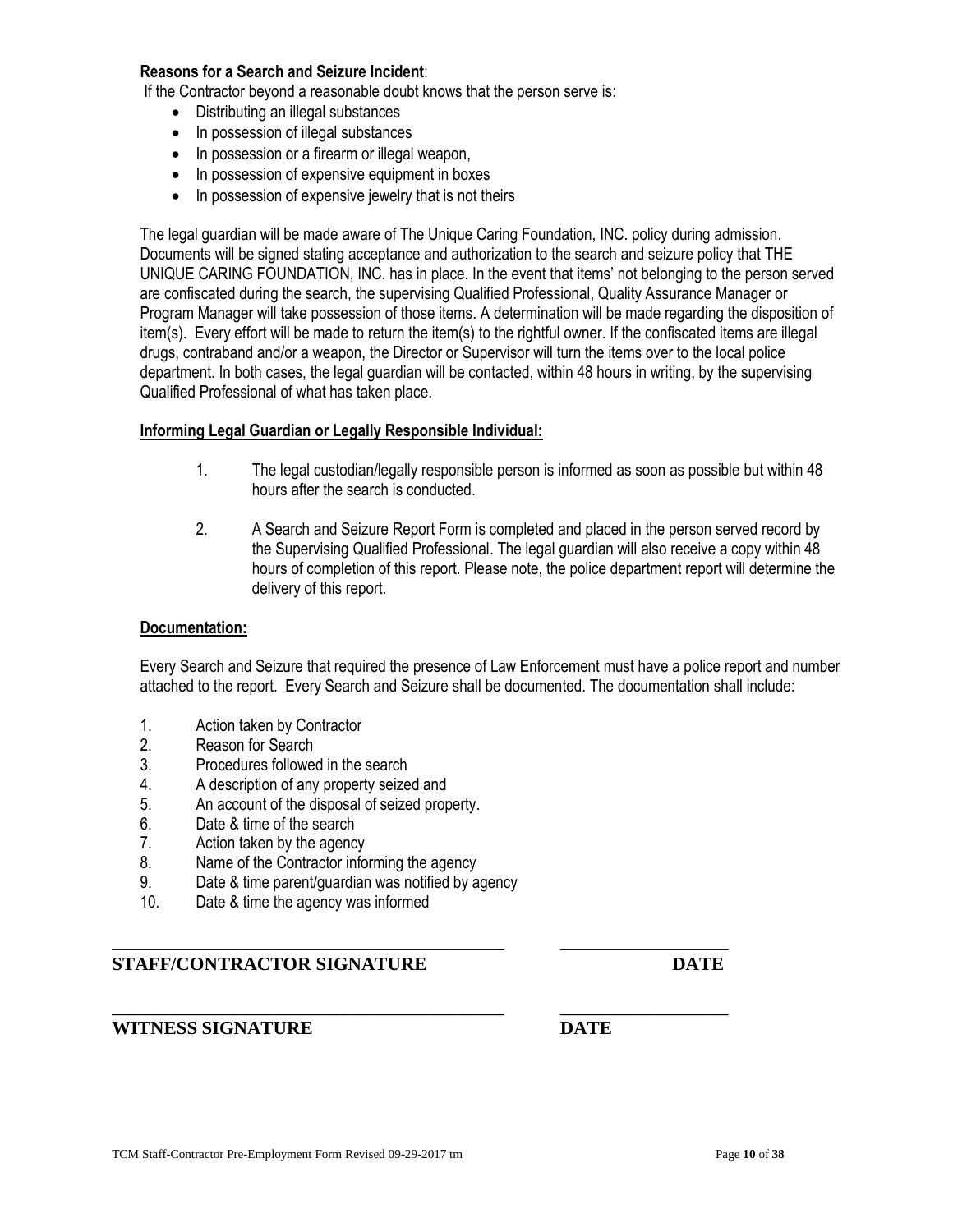**Reasons for a Search and Seizure Incident**:

If the Contractor beyond a reasonable doubt knows that the person serve is:

- Distributing an illegal substances
- In possession of illegal substances
- In possession or a firearm or illegal weapon,
- In possession of expensive equipment in boxes
- In possession of expensive jewelry that is not theirs

The legal guardian will be made aware of The Unique Caring Foundation, INC. policy during admission. Documents will be signed stating acceptance and authorization to the search and seizure policy that THE UNIQUE CARING FOUNDATION, INC. has in place. In the event that items' not belonging to the person served are confiscated during the search, the supervising Qualified Professional, Quality Assurance Manager or Program Manager will take possession of those items. A determination will be made regarding the disposition of item(s). Every effort will be made to return the item(s) to the rightful owner. If the confiscated items are illegal drugs, contraband and/or a weapon, the Director or Supervisor will turn the items over to the local police department. In both cases, the legal guardian will be contacted, within 48 hours in writing, by the supervising Qualified Professional of what has taken place.

**Informing Legal Guardian or Legally Responsible Individual:**

1. The legal custodian/legally responsible person is informed as soon as possible but within 48 hours after the search is conducted.

2. A Search and Seizure Report Form is completed and placed in the person served record by the Supervising Qualified Professional. The legal guardian will also receive a copy within 48 hours of completion of this report. Please note, the police department report will determine the delivery of this report.

**Documentation:**

Every Search and Seizure that required the presence of Law Enforcement must have a police report and number attached to the report. Every Search and Seizure shall be documented. The documentation shall include:

1. Action taken by Contractor
2. Reason for Search
3. Procedures followed in the search
4. A description of any property seized and
5. An account of the disposal of seized property.
6. Date & time of the search
7. Action taken by the agency
8. Name of the Contractor informing the agency
9. Date & time parent/guardian was notified by agency
10. Date & time the agency was informed

\_\_\_\_\_\_\_\_\_\_\_\_\_\_\_\_\_\_\_\_\_\_\_\_\_\_\_\_\_\_\_\_\_\_\_\_\_\_\_\_ \_\_\_\_\_\_\_\_\_\_\_\_\_\_\_\_\_\_

**STAFF/CONTRACTOR SIGNATURE** **DATE**

\_\_\_\_\_\_\_\_\_\_\_\_\_\_\_\_\_\_\_\_\_\_\_\_\_\_\_\_\_\_\_\_\_\_\_\_\_\_\_\_ \_\_\_\_\_\_\_\_\_\_\_\_\_\_\_\_\_\_

**WITNESS SIGNATURE** **DATE**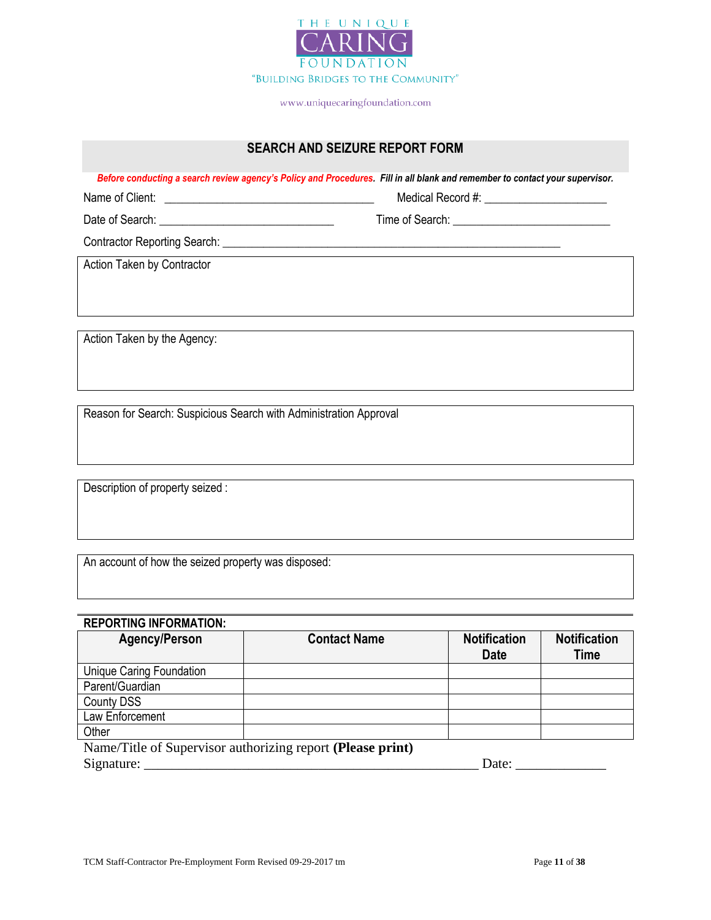THE UNIQUE CARING FOUNDATION

"BUILDING BRIDGES TO THE COMMUNITY"

www.uniquecaringfoundation.com

## SEARCH AND SEIZURE REPORT FORM

***Before conducting a search review agency's Policy and Procedures. Fill in all blank and remember to contact your supervisor.***

Name of Client: ___________________________________ Medical Record #: ____________________

Date of Search: _____________________________ Time of Search: __________________________

Contractor Reporting Search: _________________________________________________________

Action Taken by Contractor

Action Taken by the Agency:

Reason for Search: Suspicious Search with Administration Approval

Description of property seized :

An account of how the seized property was disposed:

**REPORTING INFORMATION:**

| Agency/Person | Contact Name | Notification Date | Notification Time |
|---|---|---|---|
| Unique Caring Foundation | | | |
| Parent/Guardian | | | |
| County DSS | | | |
| Law Enforcement | | | |
| Other | | | |

Name/Title of Supervisor authorizing report **(Please print)**

Signature: ______________________________________________ Date: _____________

TCM Staff-Contractor Pre-Employment Form Revised 09-29-2017 tm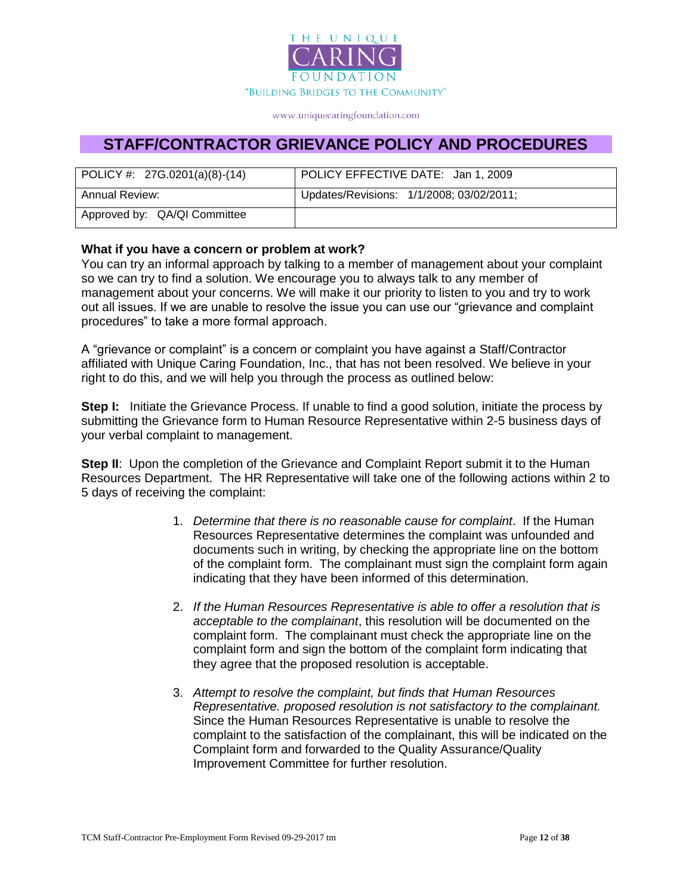THE UNIQUE CARING FOUNDATION

"BUILDING BRIDGES TO THE COMMUNITY"

www.uniquecaringfoundation.com

# STAFF/CONTRACTOR GRIEVANCE POLICY AND PROCEDURES

| POLICY #: 27G.0201(a)(8)-(14) | POLICY EFFECTIVE DATE: Jan 1, 2009 |
|---|---|
| Annual Review: | Updates/Revisions: 1/1/2008; 03/02/2011; |
| Approved by: QA/QI Committee | |

**What if you have a concern or problem at work?**

You can try an informal approach by talking to a member of management about your complaint so we can try to find a solution. We encourage you to always talk to any member of management about your concerns. We will make it our priority to listen to you and try to work out all issues. If we are unable to resolve the issue you can use our "grievance and complaint procedures" to take a more formal approach.

A "grievance or complaint" is a concern or complaint you have against a Staff/Contractor affiliated with Unique Caring Foundation, Inc., that has not been resolved. We believe in your right to do this, and we will help you through the process as outlined below:

**Step I:** Initiate the Grievance Process. If unable to find a good solution, initiate the process by submitting the Grievance form to Human Resource Representative within 2-5 business days of your verbal complaint to management.

**Step II**: Upon the completion of the Grievance and Complaint Report submit it to the Human Resources Department. The HR Representative will take one of the following actions within 2 to 5 days of receiving the complaint:

1. *Determine that there is no reasonable cause for complaint*. If the Human Resources Representative determines the complaint was unfounded and documents such in writing, by checking the appropriate line on the bottom of the complaint form. The complainant must sign the complaint form again indicating that they have been informed of this determination.

2. *If the Human Resources Representative is able to offer a resolution that is acceptable to the complainant*, this resolution will be documented on the complaint form. The complainant must check the appropriate line on the complaint form and sign the bottom of the complaint form indicating that they agree that the proposed resolution is acceptable.

3. *Attempt to resolve the complaint, but finds that Human Resources Representative. proposed resolution is not satisfactory to the complainant.* Since the Human Resources Representative is unable to resolve the complaint to the satisfaction of the complainant, this will be indicated on the Complaint form and forwarded to the Quality Assurance/Quality Improvement Committee for further resolution.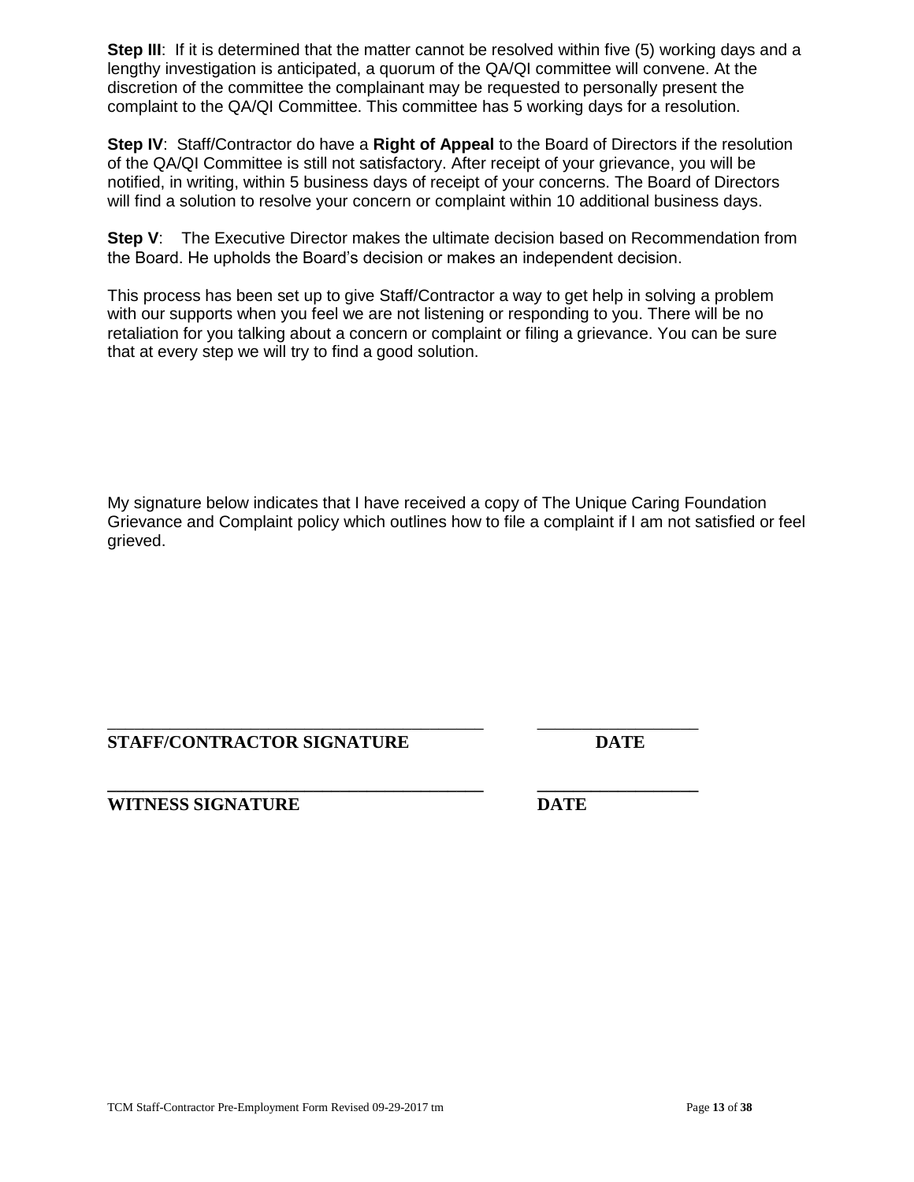**Step III**: If it is determined that the matter cannot be resolved within five (5) working days and a lengthy investigation is anticipated, a quorum of the QA/QI committee will convene. At the discretion of the committee the complainant may be requested to personally present the complaint to the QA/QI Committee. This committee has 5 working days for a resolution.

**Step IV**: Staff/Contractor do have a **Right of Appeal** to the Board of Directors if the resolution of the QA/QI Committee is still not satisfactory. After receipt of your grievance, you will be notified, in writing, within 5 business days of receipt of your concerns. The Board of Directors will find a solution to resolve your concern or complaint within 10 additional business days.

**Step V**: The Executive Director makes the ultimate decision based on Recommendation from the Board. He upholds the Board's decision or makes an independent decision.

This process has been set up to give Staff/Contractor a way to get help in solving a problem with our supports when you feel we are not listening or responding to you. There will be no retaliation for you talking about a concern or complaint or filing a grievance. You can be sure that at every step we will try to find a good solution.

My signature below indicates that I have received a copy of The Unique Caring Foundation Grievance and Complaint policy which outlines how to file a complaint if I am not satisfied or feel grieved.

\_\_\_\_\_\_\_\_\_\_\_\_\_\_\_\_\_\_\_\_\_\_\_\_\_\_\_\_\_\_\_\_\_\_\_\_\_\_\_\_ \_\_\_\_\_\_\_\_\_\_\_\_\_\_\_\_\_\_

**STAFF/CONTRACTOR SIGNATURE** **DATE**

\_\_\_\_\_\_\_\_\_\_\_\_\_\_\_\_\_\_\_\_\_\_\_\_\_\_\_\_\_\_\_\_\_\_\_\_\_\_\_\_ \_\_\_\_\_\_\_\_\_\_\_\_\_\_\_\_\_\_

**WITNESS SIGNATURE** **DATE**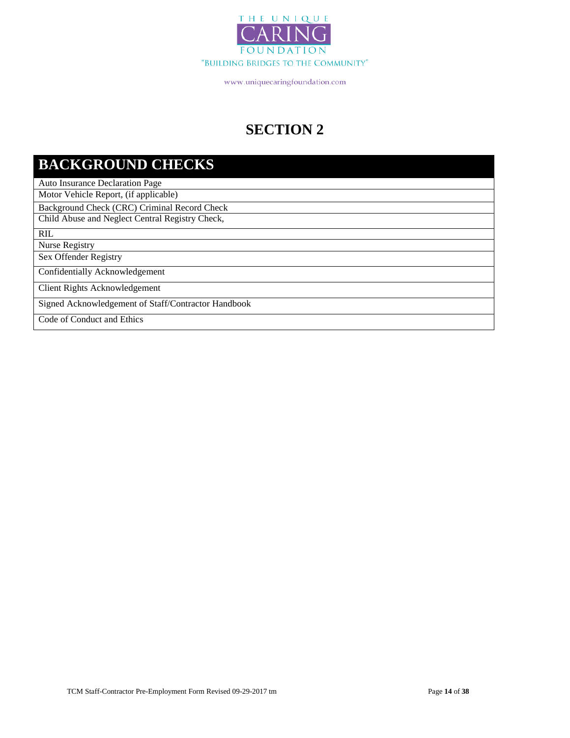# SECTION 2

| BACKGROUND CHECKS |
|---|
| Auto Insurance Declaration Page |
| Motor Vehicle Report, (if applicable) |
| Background Check (CRC) Criminal Record Check |
| Child Abuse and Neglect Central Registry Check, |
| RIL |
| Nurse Registry |
| Sex Offender Registry |
| Confidentially Acknowledgement |
| Client Rights Acknowledgement |
| Signed Acknowledgement of Staff/Contractor Handbook |
| Code of Conduct and Ethics |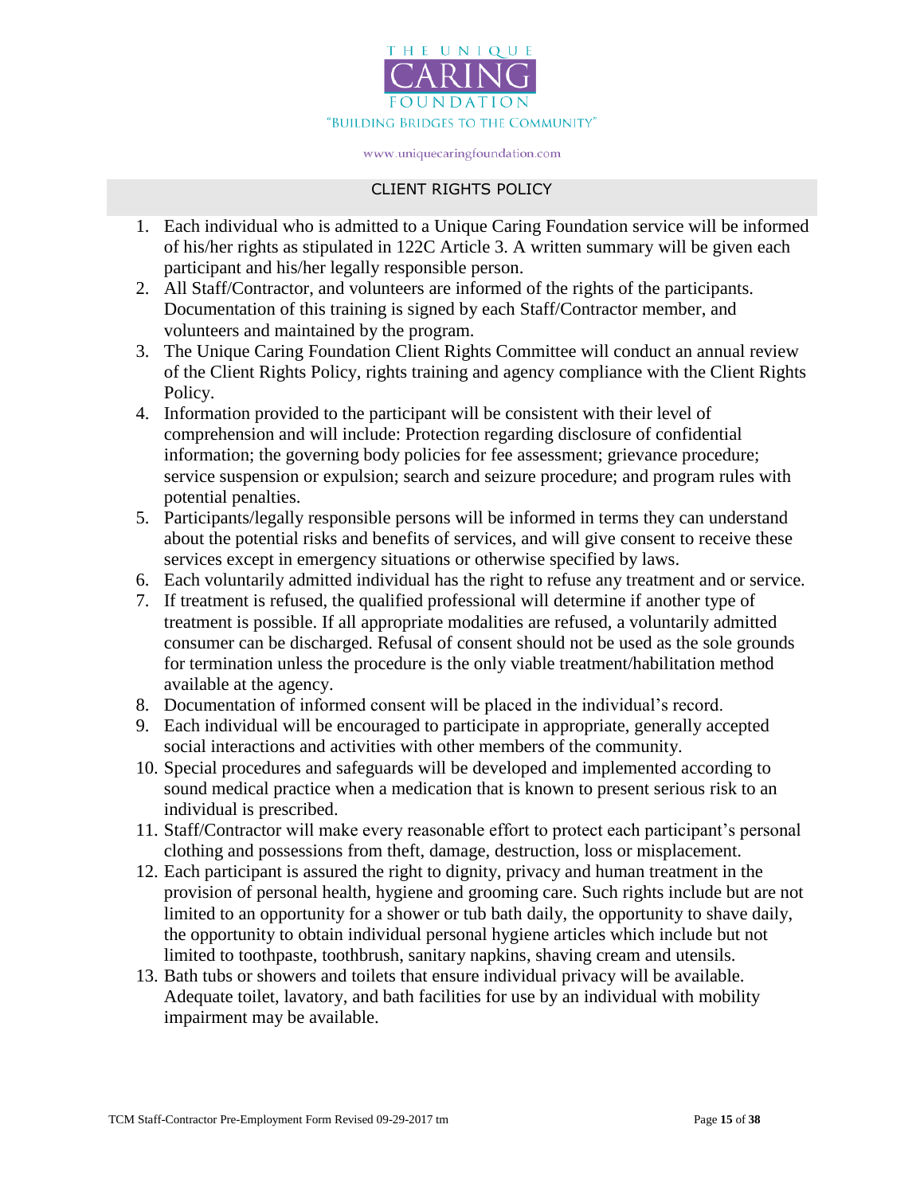THE UNIQUE
CARING
FOUNDATION
"BUILDING BRIDGES TO THE COMMUNITY"

www.uniquecaringfoundation.com

## CLIENT RIGHTS POLICY

1. Each individual who is admitted to a Unique Caring Foundation service will be informed of his/her rights as stipulated in 122C Article 3. A written summary will be given each participant and his/her legally responsible person.
2. All Staff/Contractor, and volunteers are informed of the rights of the participants. Documentation of this training is signed by each Staff/Contractor member, and volunteers and maintained by the program.
3. The Unique Caring Foundation Client Rights Committee will conduct an annual review of the Client Rights Policy, rights training and agency compliance with the Client Rights Policy.
4. Information provided to the participant will be consistent with their level of comprehension and will include: Protection regarding disclosure of confidential information; the governing body policies for fee assessment; grievance procedure; service suspension or expulsion; search and seizure procedure; and program rules with potential penalties.
5. Participants/legally responsible persons will be informed in terms they can understand about the potential risks and benefits of services, and will give consent to receive these services except in emergency situations or otherwise specified by laws.
6. Each voluntarily admitted individual has the right to refuse any treatment and or service.
7. If treatment is refused, the qualified professional will determine if another type of treatment is possible. If all appropriate modalities are refused, a voluntarily admitted consumer can be discharged. Refusal of consent should not be used as the sole grounds for termination unless the procedure is the only viable treatment/habilitation method available at the agency.
8. Documentation of informed consent will be placed in the individual's record.
9. Each individual will be encouraged to participate in appropriate, generally accepted social interactions and activities with other members of the community.
10. Special procedures and safeguards will be developed and implemented according to sound medical practice when a medication that is known to present serious risk to an individual is prescribed.
11. Staff/Contractor will make every reasonable effort to protect each participant's personal clothing and possessions from theft, damage, destruction, loss or misplacement.
12. Each participant is assured the right to dignity, privacy and human treatment in the provision of personal health, hygiene and grooming care. Such rights include but are not limited to an opportunity for a shower or tub bath daily, the opportunity to shave daily, the opportunity to obtain individual personal hygiene articles which include but not limited to toothpaste, toothbrush, sanitary napkins, shaving cream and utensils.
13. Bath tubs or showers and toilets that ensure individual privacy will be available. Adequate toilet, lavatory, and bath facilities for use by an individual with mobility impairment may be available.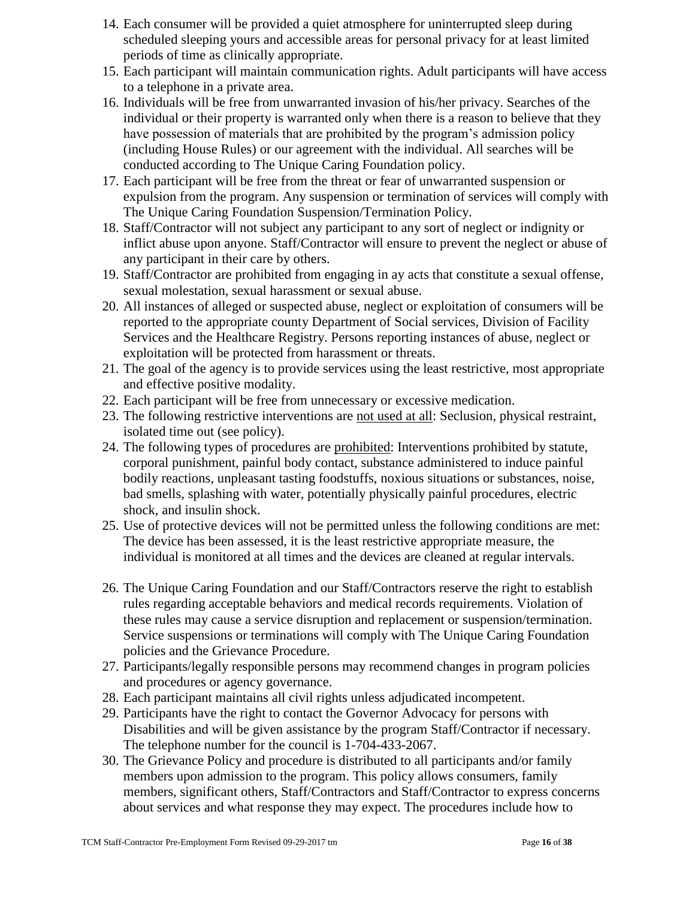14. Each consumer will be provided a quiet atmosphere for uninterrupted sleep during scheduled sleeping yours and accessible areas for personal privacy for at least limited periods of time as clinically appropriate.
15. Each participant will maintain communication rights. Adult participants will have access to a telephone in a private area.
16. Individuals will be free from unwarranted invasion of his/her privacy. Searches of the individual or their property is warranted only when there is a reason to believe that they have possession of materials that are prohibited by the program's admission policy (including House Rules) or our agreement with the individual. All searches will be conducted according to The Unique Caring Foundation policy.
17. Each participant will be free from the threat or fear of unwarranted suspension or expulsion from the program. Any suspension or termination of services will comply with The Unique Caring Foundation Suspension/Termination Policy.
18. Staff/Contractor will not subject any participant to any sort of neglect or indignity or inflict abuse upon anyone. Staff/Contractor will ensure to prevent the neglect or abuse of any participant in their care by others.
19. Staff/Contractor are prohibited from engaging in ay acts that constitute a sexual offense, sexual molestation, sexual harassment or sexual abuse.
20. All instances of alleged or suspected abuse, neglect or exploitation of consumers will be reported to the appropriate county Department of Social services, Division of Facility Services and the Healthcare Registry. Persons reporting instances of abuse, neglect or exploitation will be protected from harassment or threats.
21. The goal of the agency is to provide services using the least restrictive, most appropriate and effective positive modality.
22. Each participant will be free from unnecessary or excessive medication.
23. The following restrictive interventions are <u>not used at all</u>: Seclusion, physical restraint, isolated time out (see policy).
24. The following types of procedures are <u>prohibited</u>: Interventions prohibited by statute, corporal punishment, painful body contact, substance administered to induce painful bodily reactions, unpleasant tasting foodstuffs, noxious situations or substances, noise, bad smells, splashing with water, potentially physically painful procedures, electric shock, and insulin shock.
25. Use of protective devices will not be permitted unless the following conditions are met: The device has been assessed, it is the least restrictive appropriate measure, the individual is monitored at all times and the devices are cleaned at regular intervals.
26. The Unique Caring Foundation and our Staff/Contractors reserve the right to establish rules regarding acceptable behaviors and medical records requirements. Violation of these rules may cause a service disruption and replacement or suspension/termination. Service suspensions or terminations will comply with The Unique Caring Foundation policies and the Grievance Procedure.
27. Participants/legally responsible persons may recommend changes in program policies and procedures or agency governance.
28. Each participant maintains all civil rights unless adjudicated incompetent.
29. Participants have the right to contact the Governor Advocacy for persons with Disabilities and will be given assistance by the program Staff/Contractor if necessary. The telephone number for the council is 1-704-433-2067.
30. The Grievance Policy and procedure is distributed to all participants and/or family members upon admission to the program. This policy allows consumers, family members, significant others, Staff/Contractors and Staff/Contractor to express concerns about services and what response they may expect. The procedures include how to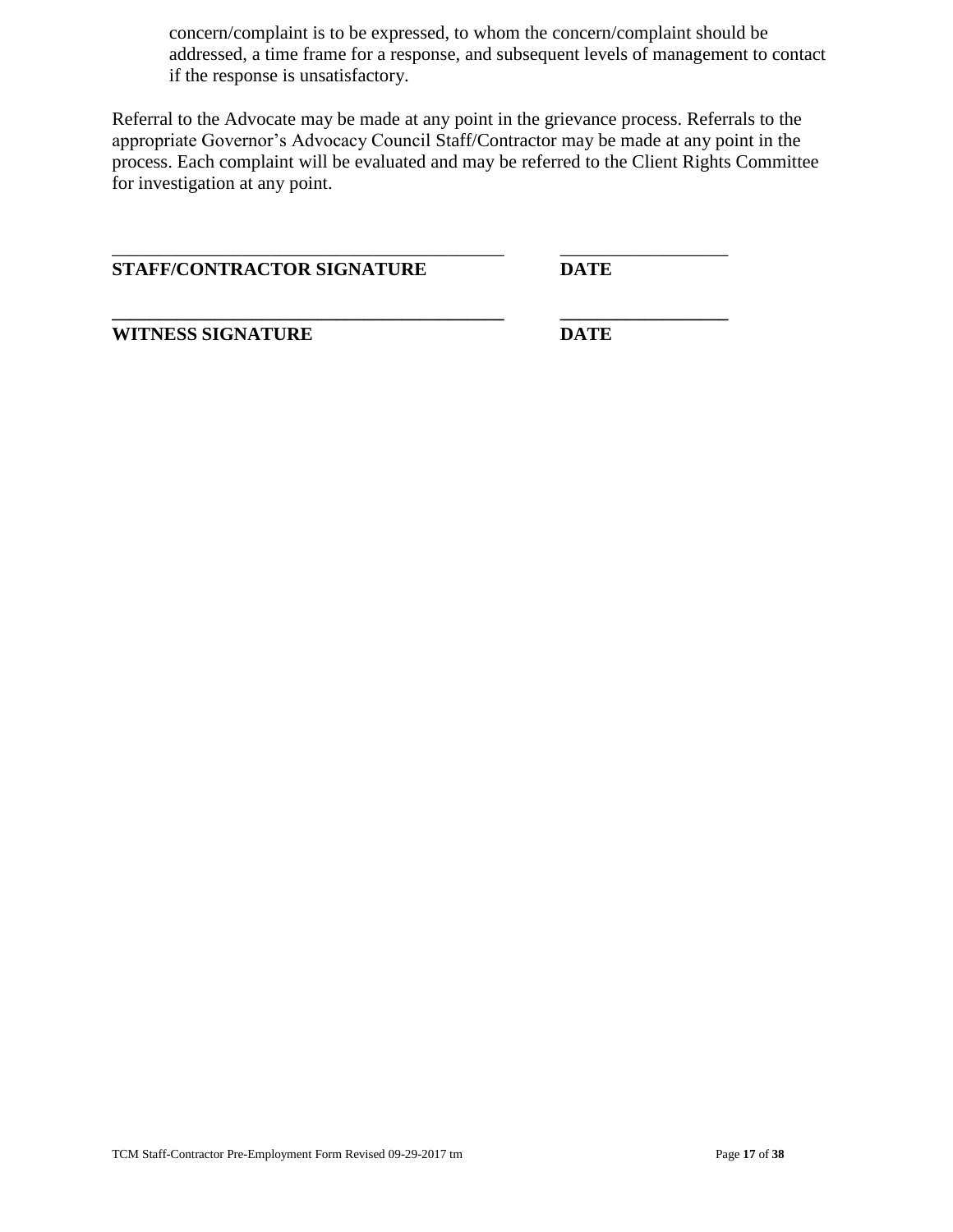concern/complaint is to be expressed, to whom the concern/complaint should be addressed, a time frame for a response, and subsequent levels of management to contact if the response is unsatisfactory.

Referral to the Advocate may be made at any point in the grievance process. Referrals to the appropriate Governor's Advocacy Council Staff/Contractor may be made at any point in the process. Each complaint will be evaluated and may be referred to the Client Rights Committee for investigation at any point.

| | |
|---|---|
| ___________________________________________ | __________________ |
| **STAFF/CONTRACTOR SIGNATURE** | **DATE** |
| ___________________________________________ | __________________ |
| **WITNESS SIGNATURE** | **DATE** |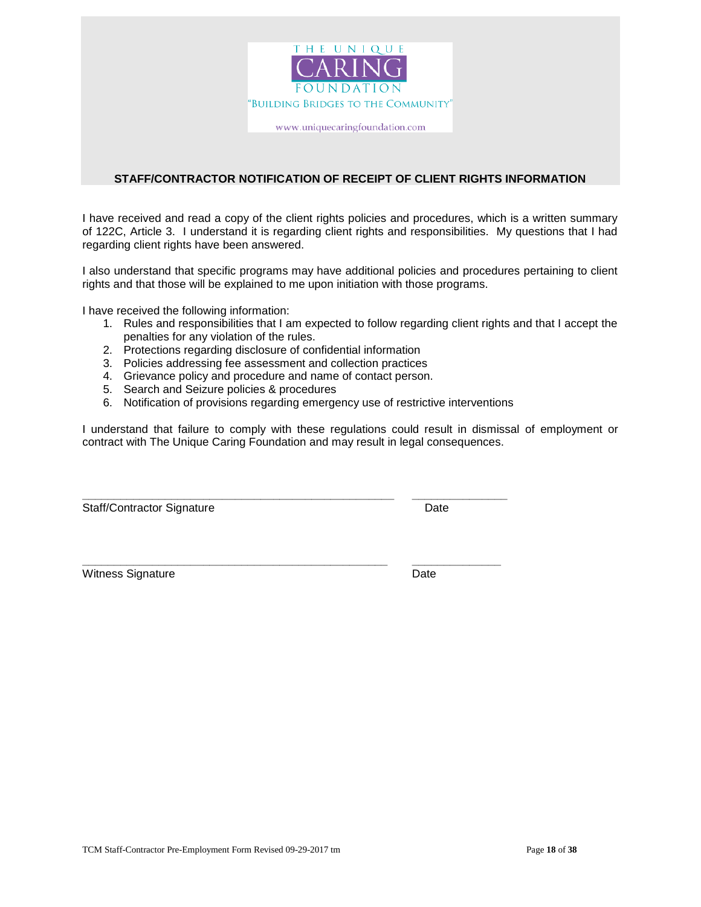THE UNIQUE

CARING

FOUNDATION

"BUILDING BRIDGES TO THE COMMUNITY"

www.uniquecaringfoundation.com

## STAFF/CONTRACTOR NOTIFICATION OF RECEIPT OF CLIENT RIGHTS INFORMATION

I have received and read a copy of the client rights policies and procedures, which is a written summary of 122C, Article 3. I understand it is regarding client rights and responsibilities. My questions that I had regarding client rights have been answered.

I also understand that specific programs may have additional policies and procedures pertaining to client rights and that those will be explained to me upon initiation with those programs.

I have received the following information:

1. Rules and responsibilities that I am expected to follow regarding client rights and that I accept the penalties for any violation of the rules.
2. Protections regarding disclosure of confidential information
3. Policies addressing fee assessment and collection practices
4. Grievance policy and procedure and name of contact person.
5. Search and Seizure policies & procedures
6. Notification of provisions regarding emergency use of restrictive interventions

I understand that failure to comply with these regulations could result in dismissal of employment or contract with The Unique Caring Foundation and may result in legal consequences.

_______________________________________________ _______________

Staff/Contractor Signature Date

_______________________________________________ _______________

Witness Signature Date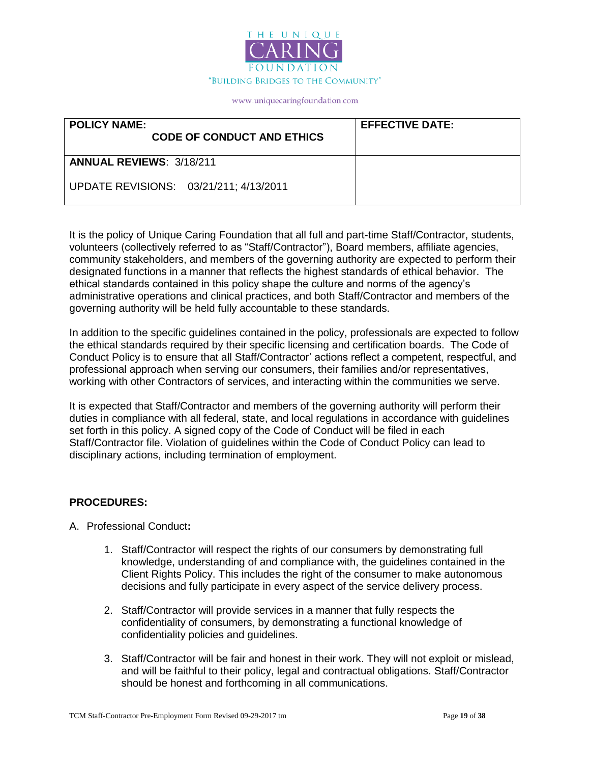THE UNIQUE

CARING

FOUNDATION

"BUILDING BRIDGES TO THE COMMUNITY"

www.uniquecaringfoundation.com

| **POLICY NAME:** **CODE OF CONDUCT AND ETHICS** | **EFFECTIVE DATE:** |
| --- | --- |
| **ANNUAL REVIEWS**: 3/18/211<br><br>UPDATE REVISIONS: 03/21/211; 4/13/2011 | |

It is the policy of Unique Caring Foundation that all full and part-time Staff/Contractor, students, volunteers (collectively referred to as "Staff/Contractor"), Board members, affiliate agencies, community stakeholders, and members of the governing authority are expected to perform their designated functions in a manner that reflects the highest standards of ethical behavior. The ethical standards contained in this policy shape the culture and norms of the agency's administrative operations and clinical practices, and both Staff/Contractor and members of the governing authority will be held fully accountable to these standards.

In addition to the specific guidelines contained in the policy, professionals are expected to follow the ethical standards required by their specific licensing and certification boards. The Code of Conduct Policy is to ensure that all Staff/Contractor' actions reflect a competent, respectful, and professional approach when serving our consumers, their families and/or representatives, working with other Contractors of services, and interacting within the communities we serve.

It is expected that Staff/Contractor and members of the governing authority will perform their duties in compliance with all federal, state, and local regulations in accordance with guidelines set forth in this policy. A signed copy of the Code of Conduct will be filed in each Staff/Contractor file. Violation of guidelines within the Code of Conduct Policy can lead to disciplinary actions, including termination of employment.

**PROCEDURES:**

A. Professional Conduct**:**

1. Staff/Contractor will respect the rights of our consumers by demonstrating full knowledge, understanding of and compliance with, the guidelines contained in the Client Rights Policy. This includes the right of the consumer to make autonomous decisions and fully participate in every aspect of the service delivery process.

2. Staff/Contractor will provide services in a manner that fully respects the confidentiality of consumers, by demonstrating a functional knowledge of confidentiality policies and guidelines.

3. Staff/Contractor will be fair and honest in their work. They will not exploit or mislead, and will be faithful to their policy, legal and contractual obligations. Staff/Contractor should be honest and forthcoming in all communications.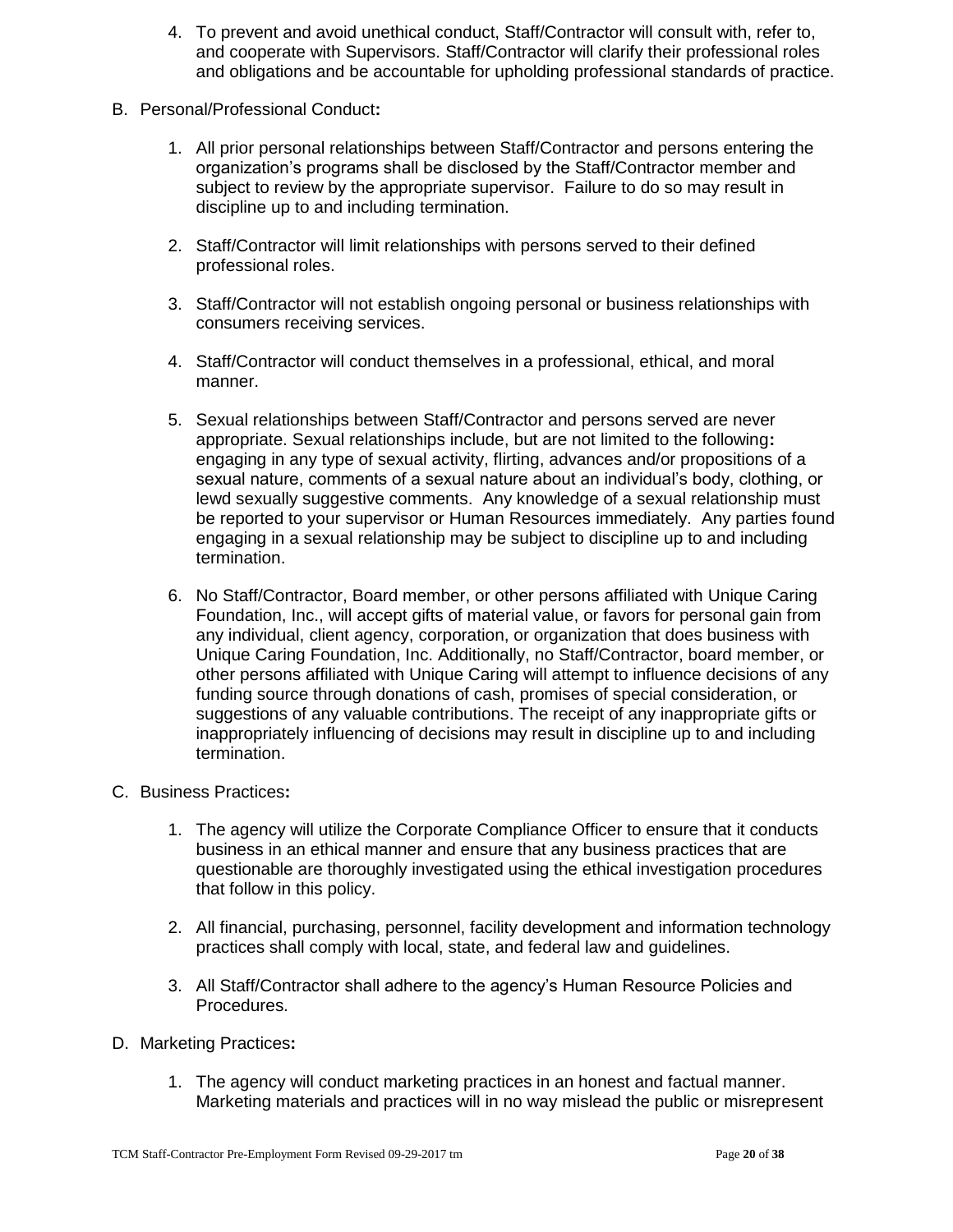4. To prevent and avoid unethical conduct, Staff/Contractor will consult with, refer to, and cooperate with Supervisors. Staff/Contractor will clarify their professional roles and obligations and be accountable for upholding professional standards of practice.

B. Personal/Professional Conduct**:**

1. All prior personal relationships between Staff/Contractor and persons entering the organization's programs shall be disclosed by the Staff/Contractor member and subject to review by the appropriate supervisor. Failure to do so may result in discipline up to and including termination.

2. Staff/Contractor will limit relationships with persons served to their defined professional roles.

3. Staff/Contractor will not establish ongoing personal or business relationships with consumers receiving services.

4. Staff/Contractor will conduct themselves in a professional, ethical, and moral manner.

5. Sexual relationships between Staff/Contractor and persons served are never appropriate. Sexual relationships include, but are not limited to the following**:** engaging in any type of sexual activity, flirting, advances and/or propositions of a sexual nature, comments of a sexual nature about an individual's body, clothing, or lewd sexually suggestive comments. Any knowledge of a sexual relationship must be reported to your supervisor or Human Resources immediately. Any parties found engaging in a sexual relationship may be subject to discipline up to and including termination.

6. No Staff/Contractor, Board member, or other persons affiliated with Unique Caring Foundation, Inc., will accept gifts of material value, or favors for personal gain from any individual, client agency, corporation, or organization that does business with Unique Caring Foundation, Inc. Additionally, no Staff/Contractor, board member, or other persons affiliated with Unique Caring will attempt to influence decisions of any funding source through donations of cash, promises of special consideration, or suggestions of any valuable contributions. The receipt of any inappropriate gifts or inappropriately influencing of decisions may result in discipline up to and including termination.

C. Business Practices**:**

1. The agency will utilize the Corporate Compliance Officer to ensure that it conducts business in an ethical manner and ensure that any business practices that are questionable are thoroughly investigated using the ethical investigation procedures that follow in this policy.

2. All financial, purchasing, personnel, facility development and information technology practices shall comply with local, state, and federal law and guidelines.

3. All Staff/Contractor shall adhere to the agency's Human Resource Policies and Procedures.

D. Marketing Practices**:**

1. The agency will conduct marketing practices in an honest and factual manner. Marketing materials and practices will in no way mislead the public or misrepresent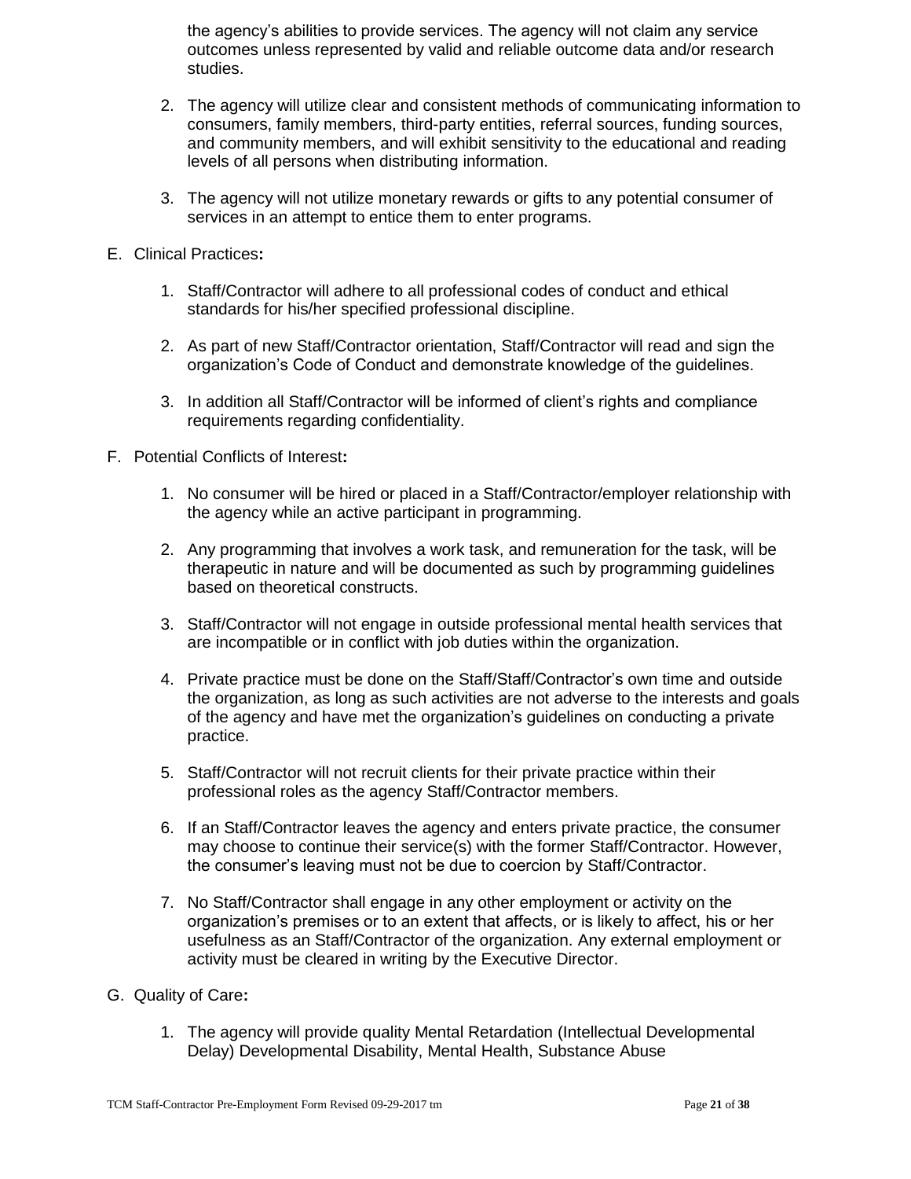the agency's abilities to provide services. The agency will not claim any service outcomes unless represented by valid and reliable outcome data and/or research studies.

2. The agency will utilize clear and consistent methods of communicating information to consumers, family members, third-party entities, referral sources, funding sources, and community members, and will exhibit sensitivity to the educational and reading levels of all persons when distributing information.

3. The agency will not utilize monetary rewards or gifts to any potential consumer of services in an attempt to entice them to enter programs.

E. Clinical Practices**:**

1. Staff/Contractor will adhere to all professional codes of conduct and ethical standards for his/her specified professional discipline.

2. As part of new Staff/Contractor orientation, Staff/Contractor will read and sign the organization's Code of Conduct and demonstrate knowledge of the guidelines.

3. In addition all Staff/Contractor will be informed of client's rights and compliance requirements regarding confidentiality.

F. Potential Conflicts of Interest**:**

1. No consumer will be hired or placed in a Staff/Contractor/employer relationship with the agency while an active participant in programming.

2. Any programming that involves a work task, and remuneration for the task, will be therapeutic in nature and will be documented as such by programming guidelines based on theoretical constructs.

3. Staff/Contractor will not engage in outside professional mental health services that are incompatible or in conflict with job duties within the organization.

4. Private practice must be done on the Staff/Staff/Contractor's own time and outside the organization, as long as such activities are not adverse to the interests and goals of the agency and have met the organization's guidelines on conducting a private practice.

5. Staff/Contractor will not recruit clients for their private practice within their professional roles as the agency Staff/Contractor members.

6. If an Staff/Contractor leaves the agency and enters private practice, the consumer may choose to continue their service(s) with the former Staff/Contractor. However, the consumer's leaving must not be due to coercion by Staff/Contractor.

7. No Staff/Contractor shall engage in any other employment or activity on the organization's premises or to an extent that affects, or is likely to affect, his or her usefulness as an Staff/Contractor of the organization. Any external employment or activity must be cleared in writing by the Executive Director.

G. Quality of Care**:**

1. The agency will provide quality Mental Retardation (Intellectual Developmental Delay) Developmental Disability, Mental Health, Substance Abuse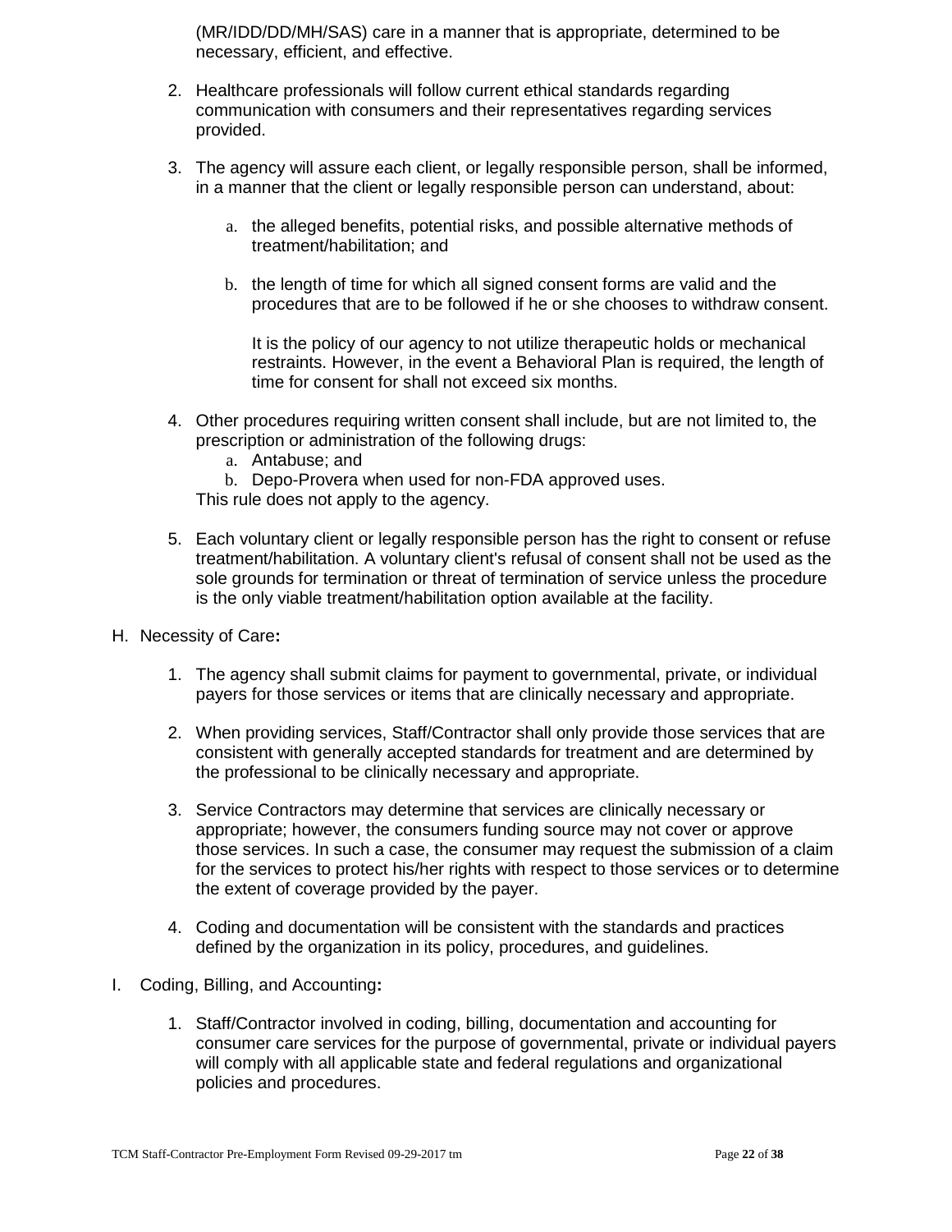(MR/IDD/DD/MH/SAS) care in a manner that is appropriate, determined to be necessary, efficient, and effective.

2. Healthcare professionals will follow current ethical standards regarding communication with consumers and their representatives regarding services provided.

3. The agency will assure each client, or legally responsible person, shall be informed, in a manner that the client or legally responsible person can understand, about:

   a. the alleged benefits, potential risks, and possible alternative methods of treatment/habilitation; and

   b. the length of time for which all signed consent forms are valid and the procedures that are to be followed if he or she chooses to withdraw consent.

      It is the policy of our agency to not utilize therapeutic holds or mechanical restraints. However, in the event a Behavioral Plan is required, the length of time for consent for shall not exceed six months.

4. Other procedures requiring written consent shall include, but are not limited to, the prescription or administration of the following drugs:
   a. Antabuse; and
   b. Depo-Provera when used for non-FDA approved uses.

   This rule does not apply to the agency.

5. Each voluntary client or legally responsible person has the right to consent or refuse treatment/habilitation. A voluntary client's refusal of consent shall not be used as the sole grounds for termination or threat of termination of service unless the procedure is the only viable treatment/habilitation option available at the facility.

H. Necessity of Care**:**

1. The agency shall submit claims for payment to governmental, private, or individual payers for those services or items that are clinically necessary and appropriate.

2. When providing services, Staff/Contractor shall only provide those services that are consistent with generally accepted standards for treatment and are determined by the professional to be clinically necessary and appropriate.

3. Service Contractors may determine that services are clinically necessary or appropriate; however, the consumers funding source may not cover or approve those services. In such a case, the consumer may request the submission of a claim for the services to protect his/her rights with respect to those services or to determine the extent of coverage provided by the payer.

4. Coding and documentation will be consistent with the standards and practices defined by the organization in its policy, procedures, and guidelines.

I. Coding, Billing, and Accounting**:**

1. Staff/Contractor involved in coding, billing, documentation and accounting for consumer care services for the purpose of governmental, private or individual payers will comply with all applicable state and federal regulations and organizational policies and procedures.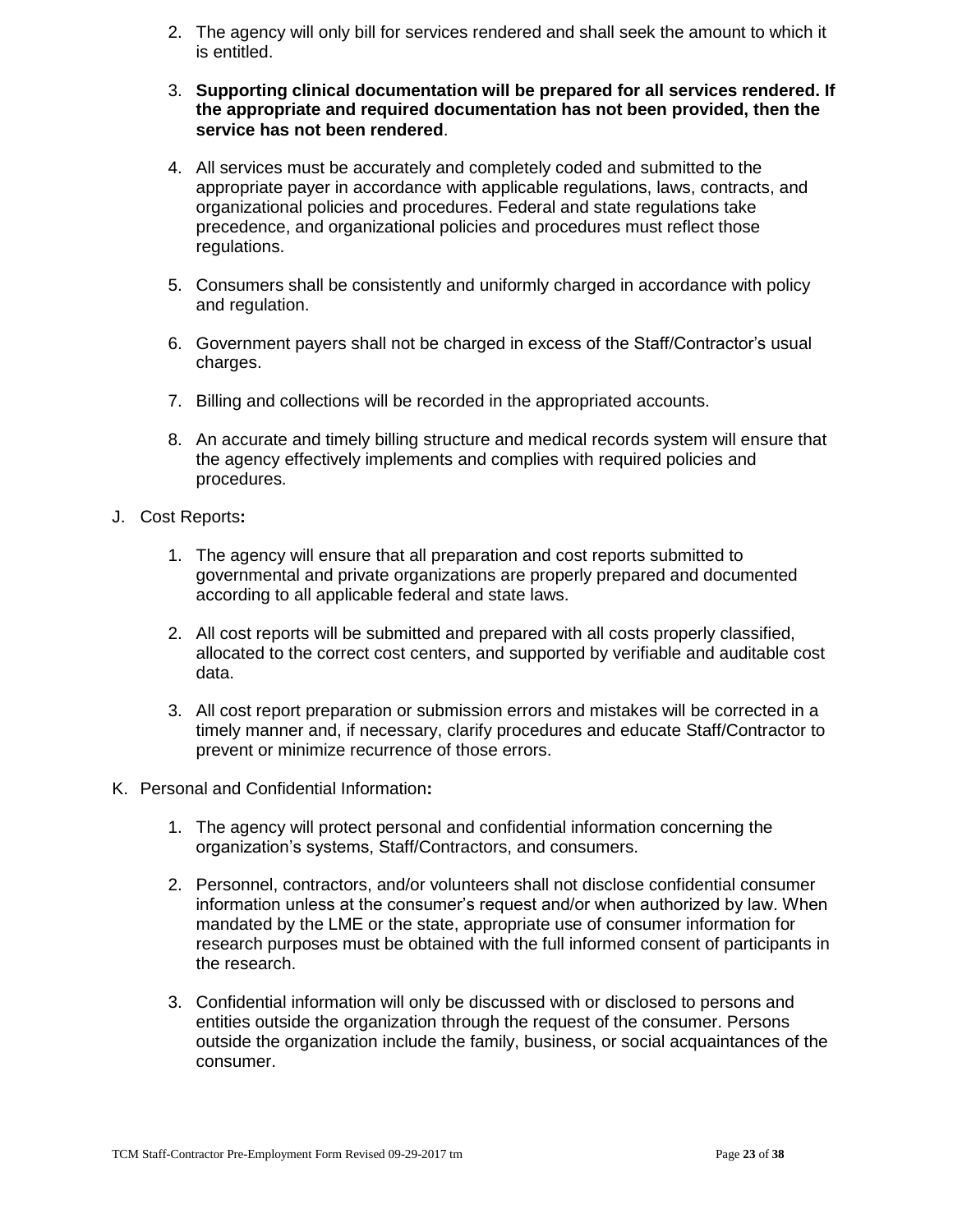2. The agency will only bill for services rendered and shall seek the amount to which it is entitled.

3. **Supporting clinical documentation will be prepared for all services rendered. If the appropriate and required documentation has not been provided, then the service has not been rendered**.

4. All services must be accurately and completely coded and submitted to the appropriate payer in accordance with applicable regulations, laws, contracts, and organizational policies and procedures. Federal and state regulations take precedence, and organizational policies and procedures must reflect those regulations.

5. Consumers shall be consistently and uniformly charged in accordance with policy and regulation.

6. Government payers shall not be charged in excess of the Staff/Contractor's usual charges.

7. Billing and collections will be recorded in the appropriated accounts.

8. An accurate and timely billing structure and medical records system will ensure that the agency effectively implements and complies with required policies and procedures.

J. Cost Reports**:**

1. The agency will ensure that all preparation and cost reports submitted to governmental and private organizations are properly prepared and documented according to all applicable federal and state laws.

2. All cost reports will be submitted and prepared with all costs properly classified, allocated to the correct cost centers, and supported by verifiable and auditable cost data.

3. All cost report preparation or submission errors and mistakes will be corrected in a timely manner and, if necessary, clarify procedures and educate Staff/Contractor to prevent or minimize recurrence of those errors.

K. Personal and Confidential Information**:**

1. The agency will protect personal and confidential information concerning the organization's systems, Staff/Contractors, and consumers.

2. Personnel, contractors, and/or volunteers shall not disclose confidential consumer information unless at the consumer's request and/or when authorized by law. When mandated by the LME or the state, appropriate use of consumer information for research purposes must be obtained with the full informed consent of participants in the research.

3. Confidential information will only be discussed with or disclosed to persons and entities outside the organization through the request of the consumer. Persons outside the organization include the family, business, or social acquaintances of the consumer.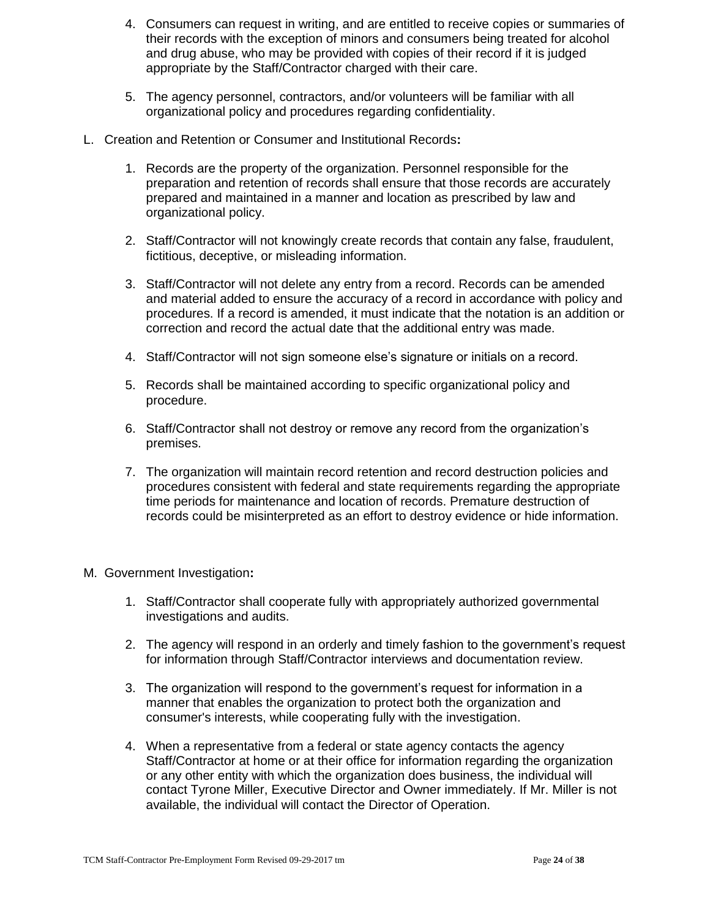4. Consumers can request in writing, and are entitled to receive copies or summaries of their records with the exception of minors and consumers being treated for alcohol and drug abuse, who may be provided with copies of their record if it is judged appropriate by the Staff/Contractor charged with their care.

5. The agency personnel, contractors, and/or volunteers will be familiar with all organizational policy and procedures regarding confidentiality.

L. Creation and Retention or Consumer and Institutional Records**:**

1. Records are the property of the organization. Personnel responsible for the preparation and retention of records shall ensure that those records are accurately prepared and maintained in a manner and location as prescribed by law and organizational policy.

2. Staff/Contractor will not knowingly create records that contain any false, fraudulent, fictitious, deceptive, or misleading information.

3. Staff/Contractor will not delete any entry from a record. Records can be amended and material added to ensure the accuracy of a record in accordance with policy and procedures. If a record is amended, it must indicate that the notation is an addition or correction and record the actual date that the additional entry was made.

4. Staff/Contractor will not sign someone else's signature or initials on a record.

5. Records shall be maintained according to specific organizational policy and procedure.

6. Staff/Contractor shall not destroy or remove any record from the organization's premises.

7. The organization will maintain record retention and record destruction policies and procedures consistent with federal and state requirements regarding the appropriate time periods for maintenance and location of records. Premature destruction of records could be misinterpreted as an effort to destroy evidence or hide information.

M. Government Investigation**:**

1. Staff/Contractor shall cooperate fully with appropriately authorized governmental investigations and audits.

2. The agency will respond in an orderly and timely fashion to the government's request for information through Staff/Contractor interviews and documentation review.

3. The organization will respond to the government's request for information in a manner that enables the organization to protect both the organization and consumer's interests, while cooperating fully with the investigation.

4. When a representative from a federal or state agency contacts the agency Staff/Contractor at home or at their office for information regarding the organization or any other entity with which the organization does business, the individual will contact Tyrone Miller, Executive Director and Owner immediately. If Mr. Miller is not available, the individual will contact the Director of Operation.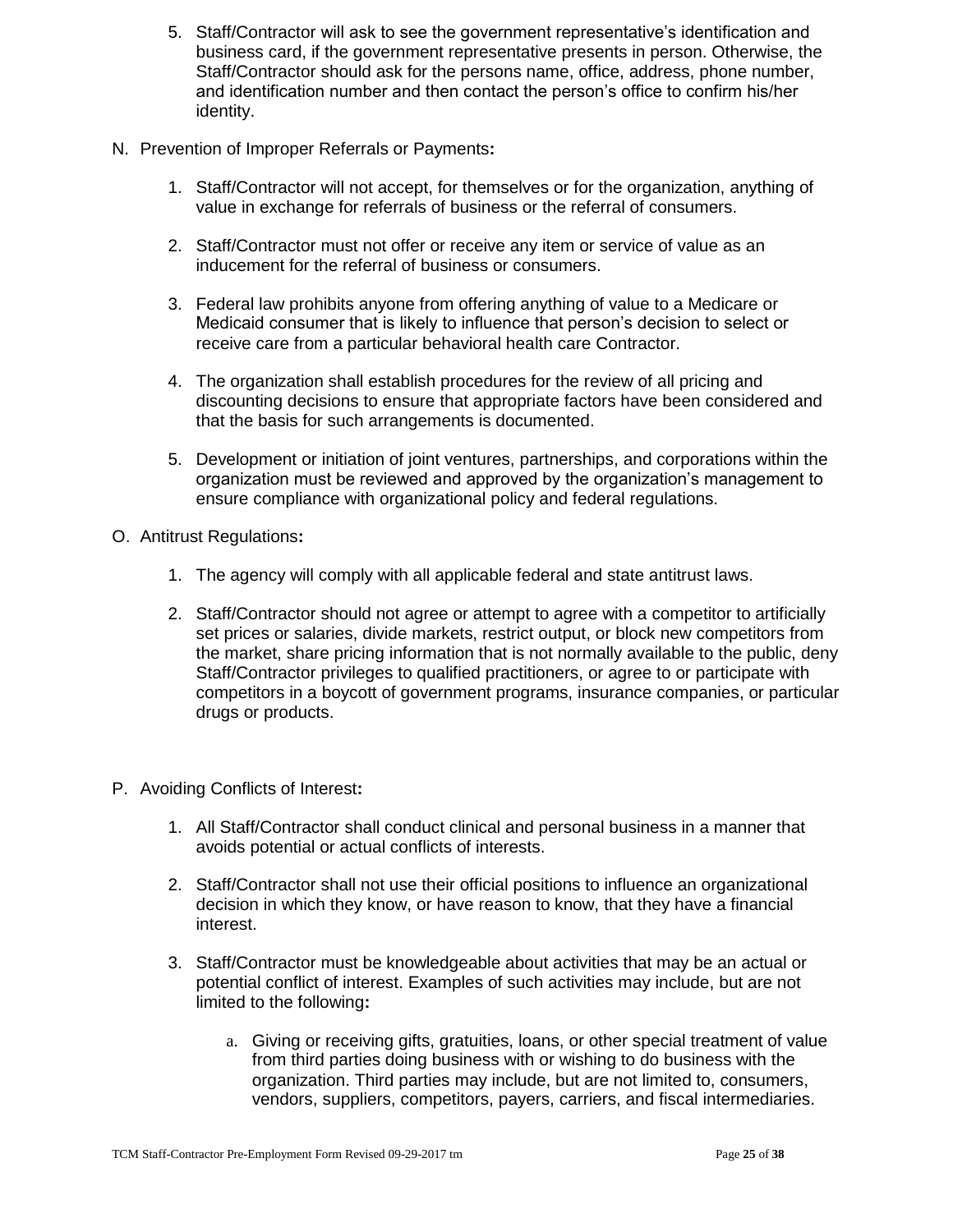5. Staff/Contractor will ask to see the government representative's identification and business card, if the government representative presents in person. Otherwise, the Staff/Contractor should ask for the persons name, office, address, phone number, and identification number and then contact the person's office to confirm his/her identity.

N. Prevention of Improper Referrals or Payments**:**

1. Staff/Contractor will not accept, for themselves or for the organization, anything of value in exchange for referrals of business or the referral of consumers.

2. Staff/Contractor must not offer or receive any item or service of value as an inducement for the referral of business or consumers.

3. Federal law prohibits anyone from offering anything of value to a Medicare or Medicaid consumer that is likely to influence that person's decision to select or receive care from a particular behavioral health care Contractor.

4. The organization shall establish procedures for the review of all pricing and discounting decisions to ensure that appropriate factors have been considered and that the basis for such arrangements is documented.

5. Development or initiation of joint ventures, partnerships, and corporations within the organization must be reviewed and approved by the organization's management to ensure compliance with organizational policy and federal regulations.

O. Antitrust Regulations**:**

1. The agency will comply with all applicable federal and state antitrust laws.

2. Staff/Contractor should not agree or attempt to agree with a competitor to artificially set prices or salaries, divide markets, restrict output, or block new competitors from the market, share pricing information that is not normally available to the public, deny Staff/Contractor privileges to qualified practitioners, or agree to or participate with competitors in a boycott of government programs, insurance companies, or particular drugs or products.

P. Avoiding Conflicts of Interest**:**

1. All Staff/Contractor shall conduct clinical and personal business in a manner that avoids potential or actual conflicts of interests.

2. Staff/Contractor shall not use their official positions to influence an organizational decision in which they know, or have reason to know, that they have a financial interest.

3. Staff/Contractor must be knowledgeable about activities that may be an actual or potential conflict of interest. Examples of such activities may include, but are not limited to the following**:**

   a. Giving or receiving gifts, gratuities, loans, or other special treatment of value from third parties doing business with or wishing to do business with the organization. Third parties may include, but are not limited to, consumers, vendors, suppliers, competitors, payers, carriers, and fiscal intermediaries.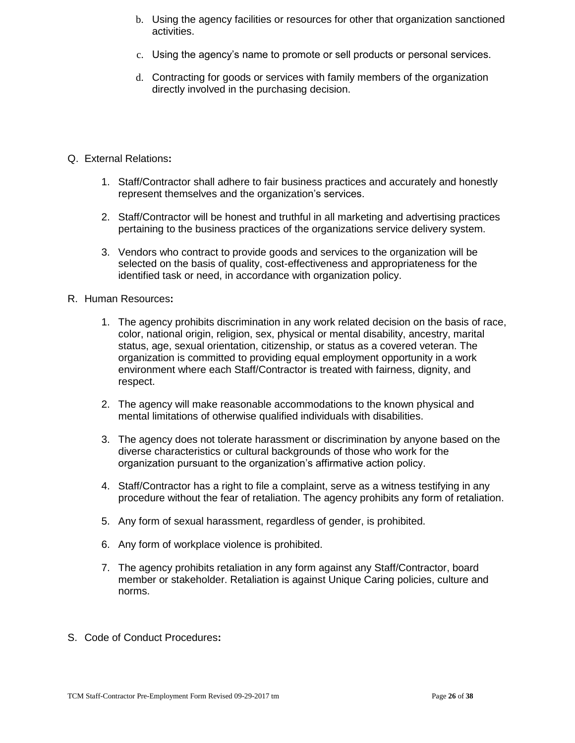b. Using the agency facilities or resources for other that organization sanctioned activities.

c. Using the agency's name to promote or sell products or personal services.

d. Contracting for goods or services with family members of the organization directly involved in the purchasing decision.

Q. External Relations**:**

1. Staff/Contractor shall adhere to fair business practices and accurately and honestly represent themselves and the organization's services.

2. Staff/Contractor will be honest and truthful in all marketing and advertising practices pertaining to the business practices of the organizations service delivery system.

3. Vendors who contract to provide goods and services to the organization will be selected on the basis of quality, cost-effectiveness and appropriateness for the identified task or need, in accordance with organization policy.

R. Human Resources**:**

1. The agency prohibits discrimination in any work related decision on the basis of race, color, national origin, religion, sex, physical or mental disability, ancestry, marital status, age, sexual orientation, citizenship, or status as a covered veteran. The organization is committed to providing equal employment opportunity in a work environment where each Staff/Contractor is treated with fairness, dignity, and respect.

2. The agency will make reasonable accommodations to the known physical and mental limitations of otherwise qualified individuals with disabilities.

3. The agency does not tolerate harassment or discrimination by anyone based on the diverse characteristics or cultural backgrounds of those who work for the organization pursuant to the organization's affirmative action policy.

4. Staff/Contractor has a right to file a complaint, serve as a witness testifying in any procedure without the fear of retaliation. The agency prohibits any form of retaliation.

5. Any form of sexual harassment, regardless of gender, is prohibited.

6. Any form of workplace violence is prohibited.

7. The agency prohibits retaliation in any form against any Staff/Contractor, board member or stakeholder. Retaliation is against Unique Caring policies, culture and norms.

S. Code of Conduct Procedures**:**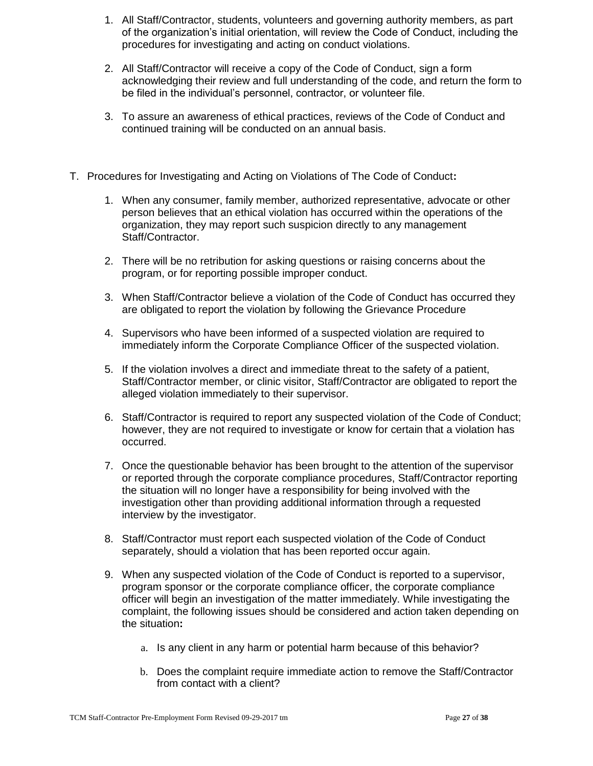1. All Staff/Contractor, students, volunteers and governing authority members, as part of the organization's initial orientation, will review the Code of Conduct, including the procedures for investigating and acting on conduct violations.

2. All Staff/Contractor will receive a copy of the Code of Conduct, sign a form acknowledging their review and full understanding of the code, and return the form to be filed in the individual's personnel, contractor, or volunteer file.

3. To assure an awareness of ethical practices, reviews of the Code of Conduct and continued training will be conducted on an annual basis.

T. Procedures for Investigating and Acting on Violations of The Code of Conduct**:**

1. When any consumer, family member, authorized representative, advocate or other person believes that an ethical violation has occurred within the operations of the organization, they may report such suspicion directly to any management Staff/Contractor.

2. There will be no retribution for asking questions or raising concerns about the program, or for reporting possible improper conduct.

3. When Staff/Contractor believe a violation of the Code of Conduct has occurred they are obligated to report the violation by following the Grievance Procedure

4. Supervisors who have been informed of a suspected violation are required to immediately inform the Corporate Compliance Officer of the suspected violation.

5. If the violation involves a direct and immediate threat to the safety of a patient, Staff/Contractor member, or clinic visitor, Staff/Contractor are obligated to report the alleged violation immediately to their supervisor.

6. Staff/Contractor is required to report any suspected violation of the Code of Conduct; however, they are not required to investigate or know for certain that a violation has occurred.

7. Once the questionable behavior has been brought to the attention of the supervisor or reported through the corporate compliance procedures, Staff/Contractor reporting the situation will no longer have a responsibility for being involved with the investigation other than providing additional information through a requested interview by the investigator.

8. Staff/Contractor must report each suspected violation of the Code of Conduct separately, should a violation that has been reported occur again.

9. When any suspected violation of the Code of Conduct is reported to a supervisor, program sponsor or the corporate compliance officer, the corporate compliance officer will begin an investigation of the matter immediately. While investigating the complaint, the following issues should be considered and action taken depending on the situation**:**

   a. Is any client in any harm or potential harm because of this behavior?

   b. Does the complaint require immediate action to remove the Staff/Contractor from contact with a client?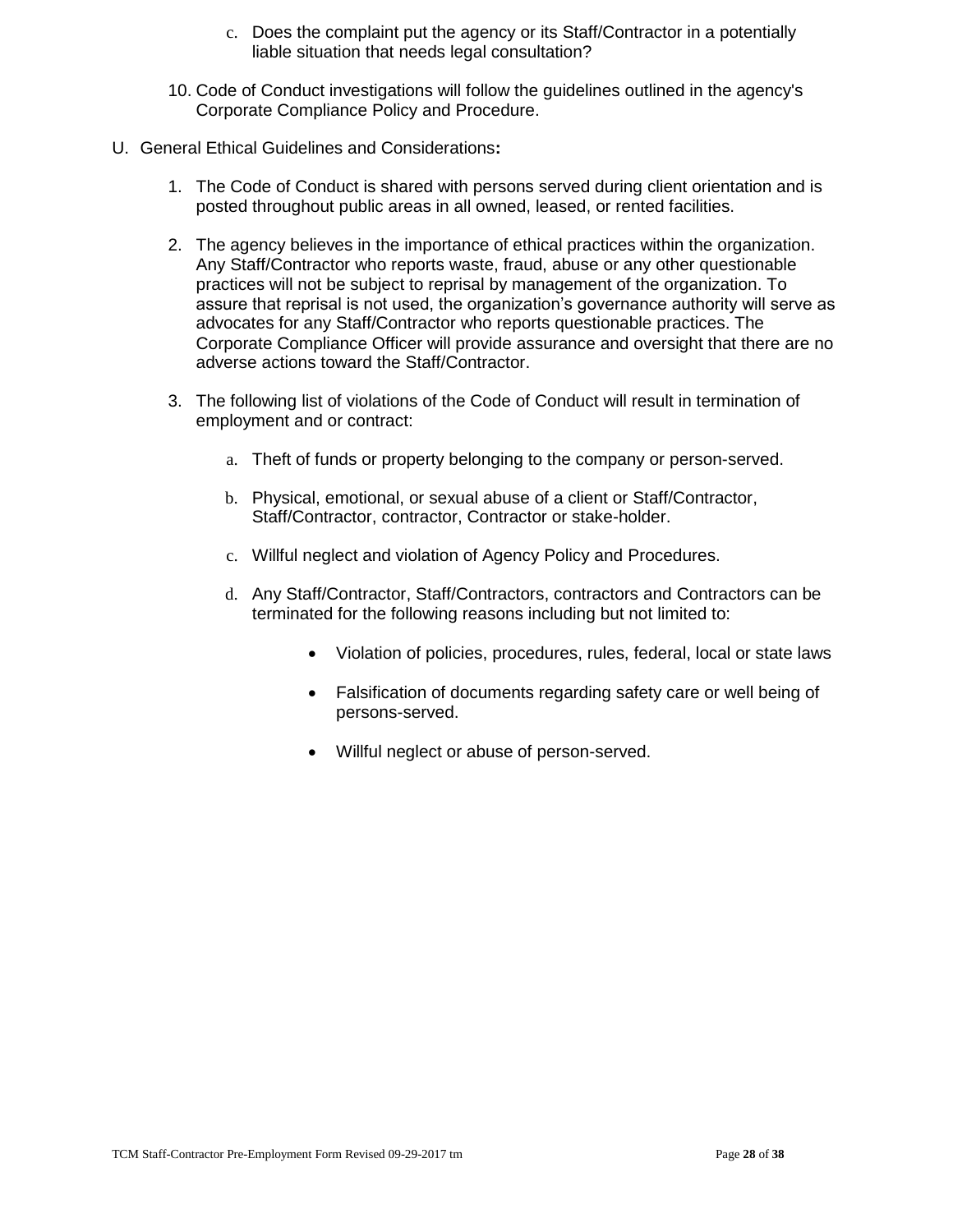c. Does the complaint put the agency or its Staff/Contractor in a potentially liable situation that needs legal consultation?

10. Code of Conduct investigations will follow the guidelines outlined in the agency's Corporate Compliance Policy and Procedure.

U. General Ethical Guidelines and Considerations**:**

1. The Code of Conduct is shared with persons served during client orientation and is posted throughout public areas in all owned, leased, or rented facilities.

2. The agency believes in the importance of ethical practices within the organization. Any Staff/Contractor who reports waste, fraud, abuse or any other questionable practices will not be subject to reprisal by management of the organization. To assure that reprisal is not used, the organization's governance authority will serve as advocates for any Staff/Contractor who reports questionable practices. The Corporate Compliance Officer will provide assurance and oversight that there are no adverse actions toward the Staff/Contractor.

3. The following list of violations of the Code of Conduct will result in termination of employment and or contract:

   a. Theft of funds or property belonging to the company or person-served.

   b. Physical, emotional, or sexual abuse of a client or Staff/Contractor, Staff/Contractor, contractor, Contractor or stake-holder.

   c. Willful neglect and violation of Agency Policy and Procedures.

   d. Any Staff/Contractor, Staff/Contractors, contractors and Contractors can be terminated for the following reasons including but not limited to:

      - Violation of policies, procedures, rules, federal, local or state laws
      - Falsification of documents regarding safety care or well being of persons-served.
      - Willful neglect or abuse of person-served.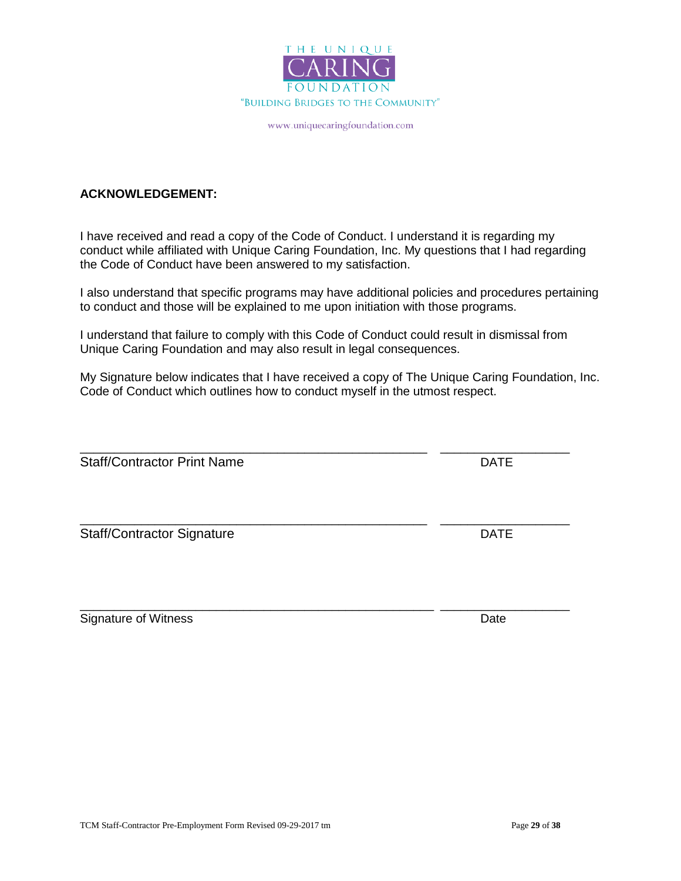THE UNIQUE CARING FOUNDATION

"BUILDING BRIDGES TO THE COMMUNITY"

www.uniquecaringfoundation.com

**ACKNOWLEDGEMENT:**

I have received and read a copy of the Code of Conduct. I understand it is regarding my conduct while affiliated with Unique Caring Foundation, Inc. My questions that I had regarding the Code of Conduct have been answered to my satisfaction.

I also understand that specific programs may have additional policies and procedures pertaining to conduct and those will be explained to me upon initiation with those programs.

I understand that failure to comply with this Code of Conduct could result in dismissal from Unique Caring Foundation and may also result in legal consequences.

My Signature below indicates that I have received a copy of The Unique Caring Foundation, Inc. Code of Conduct which outlines how to conduct myself in the utmost respect.

_______________________________________________ _________________

Staff/Contractor Print Name DATE

_______________________________________________ _________________

Staff/Contractor Signature DATE

________________________________________________ _________________

Signature of Witness Date

TCM Staff-Contractor Pre-Employment Form Revised 09-29-2017 tm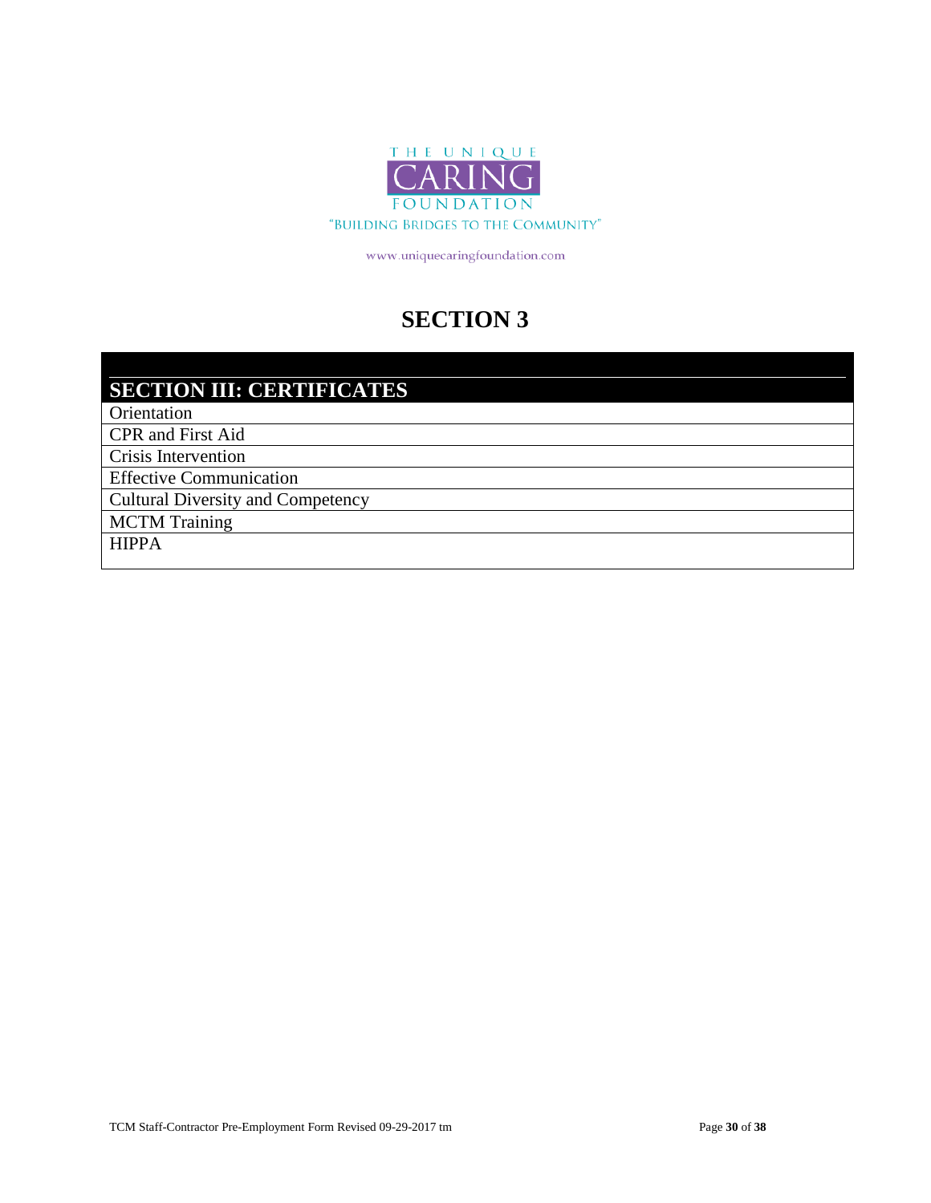THE UNIQUE CARING FOUNDATION

"BUILDING BRIDGES TO THE COMMUNITY"

www.uniquecaringfoundation.com

# SECTION 3

| SECTION III: CERTIFICATES |
|---|
| Orientation |
| CPR and First Aid |
| Crisis Intervention |
| Effective Communication |
| Cultural Diversity and Competency |
| MCTM Training |
| HIPPA |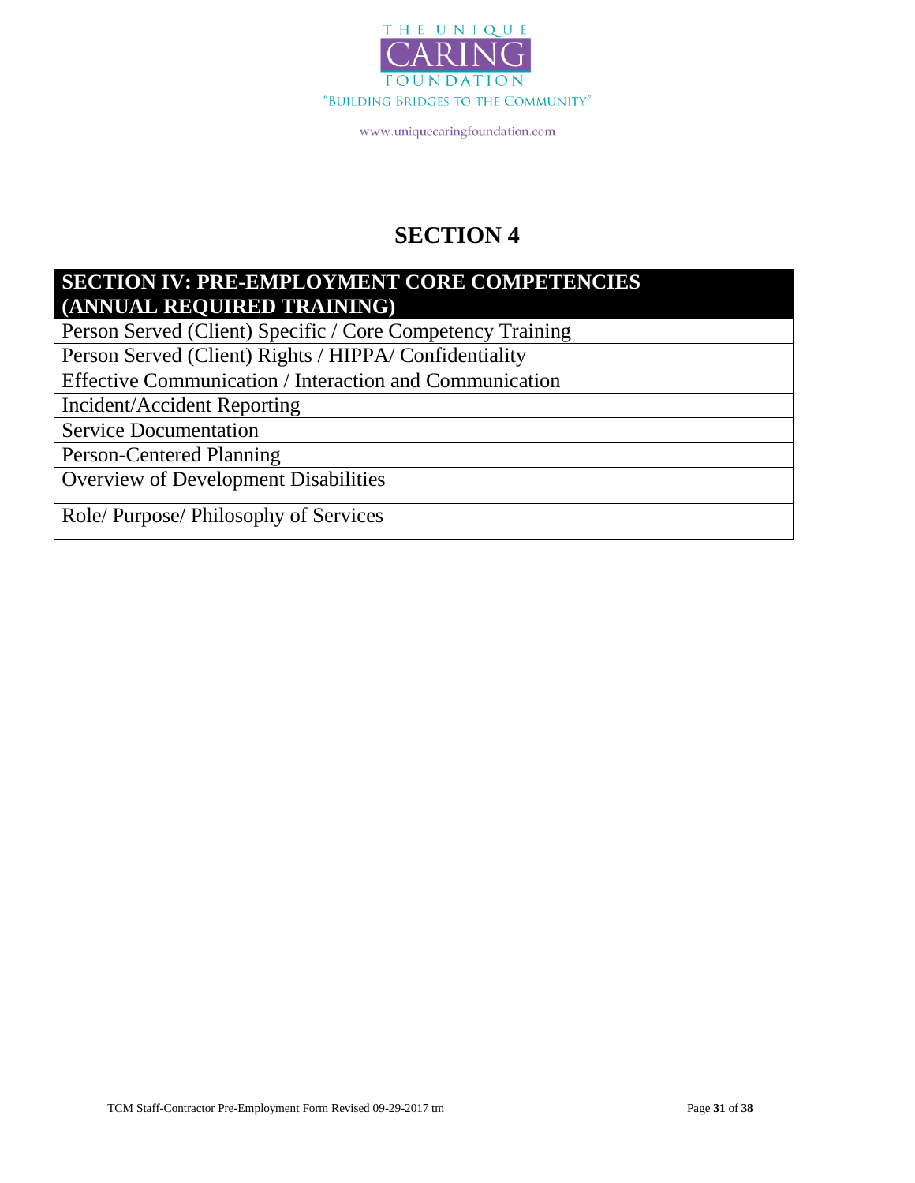THE UNIQUE CARING FOUNDATION

"BUILDING BRIDGES TO THE COMMUNITY"

www.uniquecaringfoundation.com

# SECTION 4

| SECTION IV: PRE-EMPLOYMENT CORE COMPETENCIES (ANNUAL REQUIRED TRAINING) |
|---|
| Person Served (Client) Specific / Core Competency Training |
| Person Served (Client) Rights / HIPPA/ Confidentiality |
| Effective Communication / Interaction and Communication |
| Incident/Accident Reporting |
| Service Documentation |
| Person-Centered Planning |
| Overview of Development Disabilities |
| Role/ Purpose/ Philosophy of Services |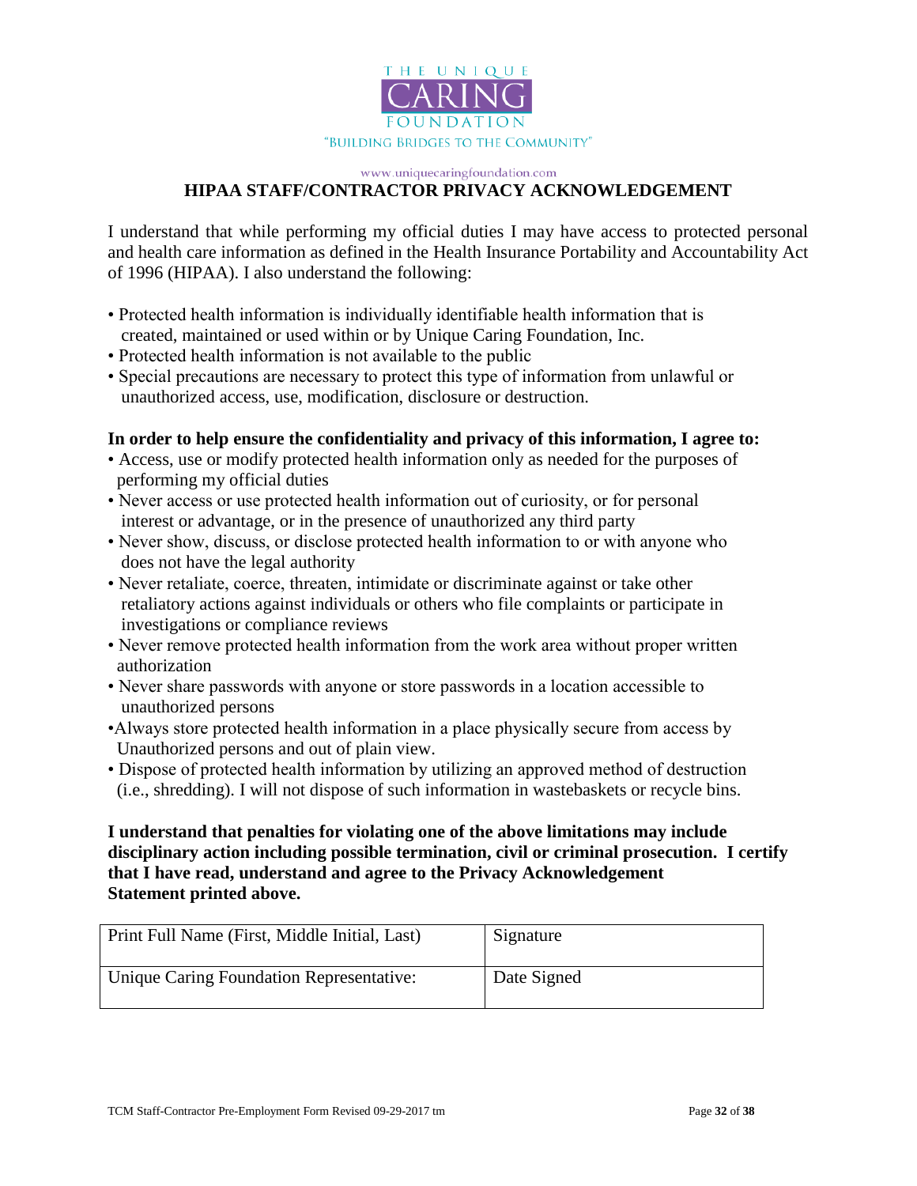THE UNIQUE CARING FOUNDATION

"BUILDING BRIDGES TO THE COMMUNITY"

www.uniquecaringfoundation.com

# HIPAA STAFF/CONTRACTOR PRIVACY ACKNOWLEDGEMENT

I understand that while performing my official duties I may have access to protected personal and health care information as defined in the Health Insurance Portability and Accountability Act of 1996 (HIPAA). I also understand the following:

- Protected health information is individually identifiable health information that is created, maintained or used within or by Unique Caring Foundation, Inc.
- Protected health information is not available to the public
- Special precautions are necessary to protect this type of information from unlawful or unauthorized access, use, modification, disclosure or destruction.

**In order to help ensure the confidentiality and privacy of this information, I agree to:**

- Access, use or modify protected health information only as needed for the purposes of performing my official duties
- Never access or use protected health information out of curiosity, or for personal interest or advantage, or in the presence of unauthorized any third party
- Never show, discuss, or disclose protected health information to or with anyone who does not have the legal authority
- Never retaliate, coerce, threaten, intimidate or discriminate against or take other retaliatory actions against individuals or others who file complaints or participate in investigations or compliance reviews
- Never remove protected health information from the work area without proper written authorization
- Never share passwords with anyone or store passwords in a location accessible to unauthorized persons
- Always store protected health information in a place physically secure from access by Unauthorized persons and out of plain view.
- Dispose of protected health information by utilizing an approved method of destruction (i.e., shredding). I will not dispose of such information in wastebaskets or recycle bins.

**I understand that penalties for violating one of the above limitations may include disciplinary action including possible termination, civil or criminal prosecution. I certify that I have read, understand and agree to the Privacy Acknowledgement Statement printed above.**

| Print Full Name (First, Middle Initial, Last) | Signature |
|---|---|
| Unique Caring Foundation Representative: | Date Signed |

TCM Staff-Contractor Pre-Employment Form Revised 09-29-2017 tm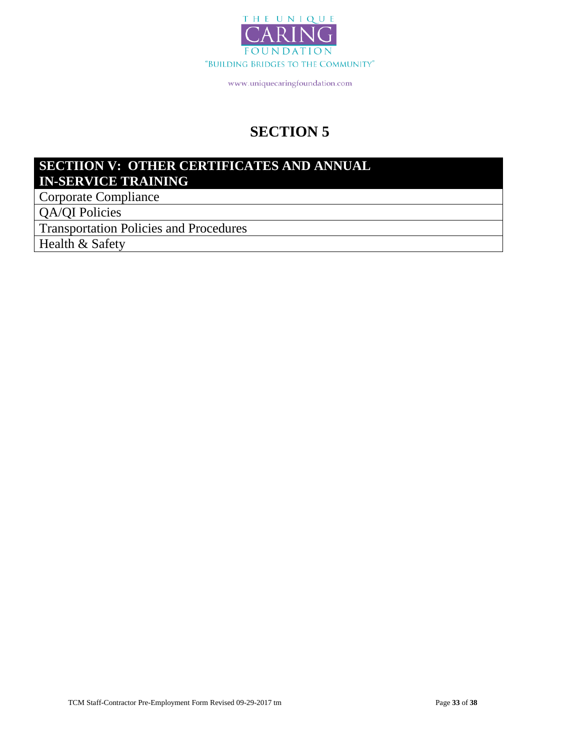THE UNIQUE CARING FOUNDATION

"BUILDING BRIDGES TO THE COMMUNITY"

www.uniquecaringfoundation.com

# SECTION 5

| SECTIION V: OTHER CERTIFICATES AND ANNUAL IN-SERVICE TRAINING |
|---|
| Corporate Compliance |
| QA/QI Policies |
| Transportation Policies and Procedures |
| Health & Safety |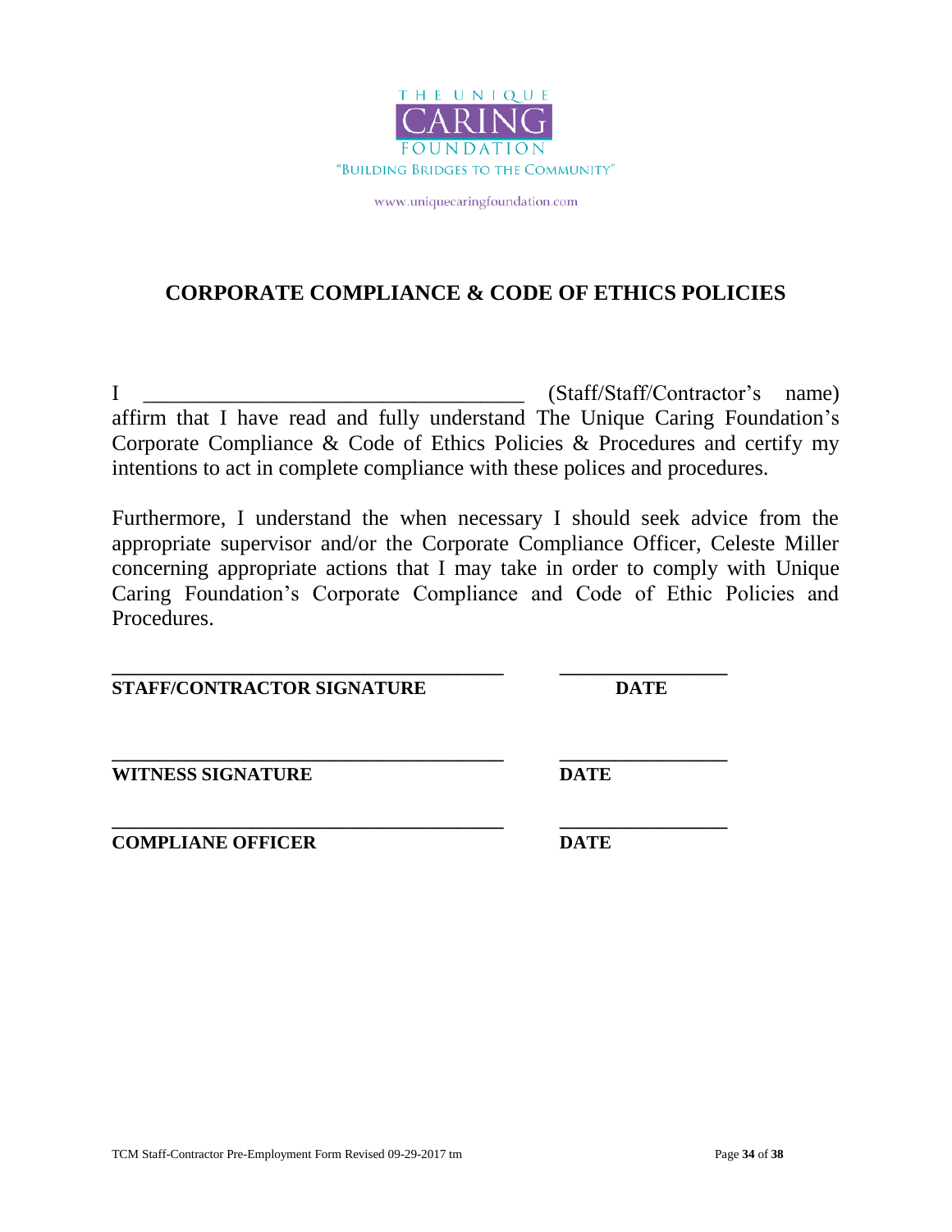THE UNIQUE

CARING

FOUNDATION

"BUILDING BRIDGES TO THE COMMUNITY"

www.uniquecaringfoundation.com

## CORPORATE COMPLIANCE & CODE OF ETHICS POLICIES

I ___________________________________ (Staff/Staff/Contractor's name) affirm that I have read and fully understand The Unique Caring Foundation's Corporate Compliance & Code of Ethics Policies & Procedures and certify my intentions to act in complete compliance with these polices and procedures.

Furthermore, I understand the when necessary I should seek advice from the appropriate supervisor and/or the Corporate Compliance Officer, Celeste Miller concerning appropriate actions that I may take in order to comply with Unique Caring Foundation's Corporate Compliance and Code of Ethic Policies and Procedures.

___________________________________________ ___________________

**STAFF/CONTRACTOR SIGNATURE** **DATE**

___________________________________________ ___________________

**WITNESS SIGNATURE** **DATE**

___________________________________________ ___________________

**COMPLIANE OFFICER** **DATE**

TCM Staff-Contractor Pre-Employment Form Revised 09-29-2017 tm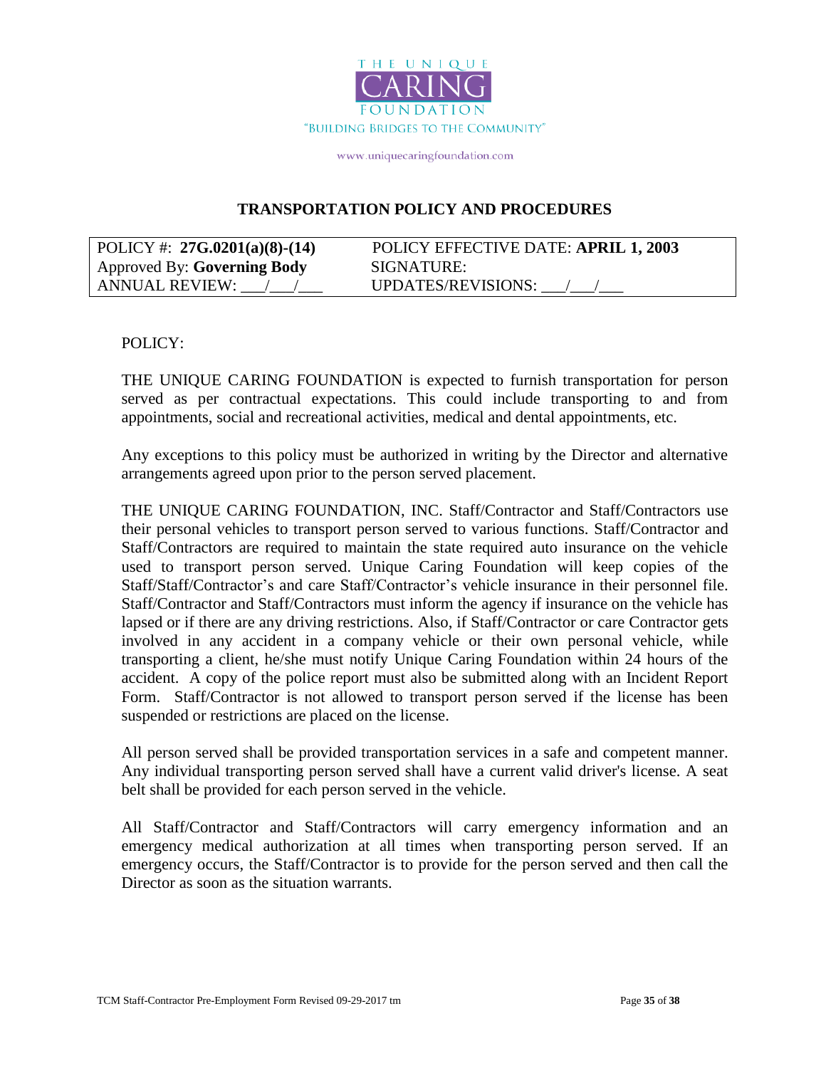THE UNIQUE CARING FOUNDATION

"BUILDING BRIDGES TO THE COMMUNITY"

www.uniquecaringfoundation.com

## TRANSPORTATION POLICY AND PROCEDURES

| POLICY #: **27G.0201(a)(8)-(14)** | POLICY EFFECTIVE DATE: **APRIL 1, 2003** |
|---|---|
| Approved By: **Governing Body** | SIGNATURE: |
| ANNUAL REVIEW: ___/___/___ | UPDATES/REVISIONS: ___/___/___ |

POLICY:

THE UNIQUE CARING FOUNDATION is expected to furnish transportation for person served as per contractual expectations. This could include transporting to and from appointments, social and recreational activities, medical and dental appointments, etc.

Any exceptions to this policy must be authorized in writing by the Director and alternative arrangements agreed upon prior to the person served placement.

THE UNIQUE CARING FOUNDATION, INC. Staff/Contractor and Staff/Contractors use their personal vehicles to transport person served to various functions. Staff/Contractor and Staff/Contractors are required to maintain the state required auto insurance on the vehicle used to transport person served. Unique Caring Foundation will keep copies of the Staff/Staff/Contractor's and care Staff/Contractor's vehicle insurance in their personnel file. Staff/Contractor and Staff/Contractors must inform the agency if insurance on the vehicle has lapsed or if there are any driving restrictions. Also, if Staff/Contractor or care Contractor gets involved in any accident in a company vehicle or their own personal vehicle, while transporting a client, he/she must notify Unique Caring Foundation within 24 hours of the accident. A copy of the police report must also be submitted along with an Incident Report Form. Staff/Contractor is not allowed to transport person served if the license has been suspended or restrictions are placed on the license.

All person served shall be provided transportation services in a safe and competent manner. Any individual transporting person served shall have a current valid driver's license. A seat belt shall be provided for each person served in the vehicle.

All Staff/Contractor and Staff/Contractors will carry emergency information and an emergency medical authorization at all times when transporting person served. If an emergency occurs, the Staff/Contractor is to provide for the person served and then call the Director as soon as the situation warrants.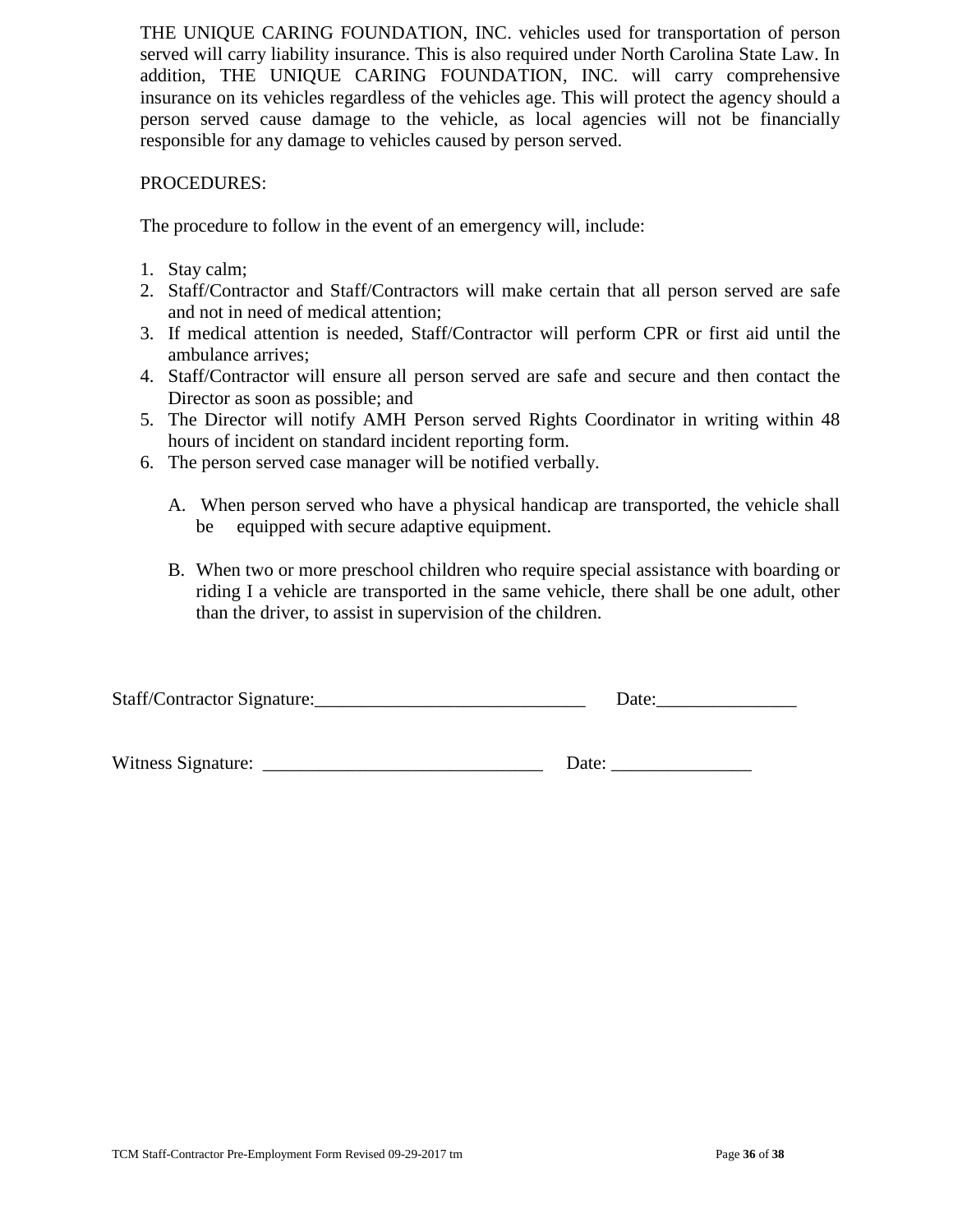THE UNIQUE CARING FOUNDATION, INC. vehicles used for transportation of person served will carry liability insurance. This is also required under North Carolina State Law. In addition, THE UNIQUE CARING FOUNDATION, INC. will carry comprehensive insurance on its vehicles regardless of the vehicles age. This will protect the agency should a person served cause damage to the vehicle, as local agencies will not be financially responsible for any damage to vehicles caused by person served.

PROCEDURES:

The procedure to follow in the event of an emergency will, include:

1. Stay calm;
2. Staff/Contractor and Staff/Contractors will make certain that all person served are safe and not in need of medical attention;
3. If medical attention is needed, Staff/Contractor will perform CPR or first aid until the ambulance arrives;
4. Staff/Contractor will ensure all person served are safe and secure and then contact the Director as soon as possible; and
5. The Director will notify AMH Person served Rights Coordinator in writing within 48 hours of incident on standard incident reporting form.
6. The person served case manager will be notified verbally.

   A. When person served who have a physical handicap are transported, the vehicle shall be equipped with secure adaptive equipment.

   B. When two or more preschool children who require special assistance with boarding or riding I a vehicle are transported in the same vehicle, there shall be one adult, other than the driver, to assist in supervision of the children.

Staff/Contractor Signature:_____________________________ Date:_______________

Witness Signature: ______________________________ Date: _______________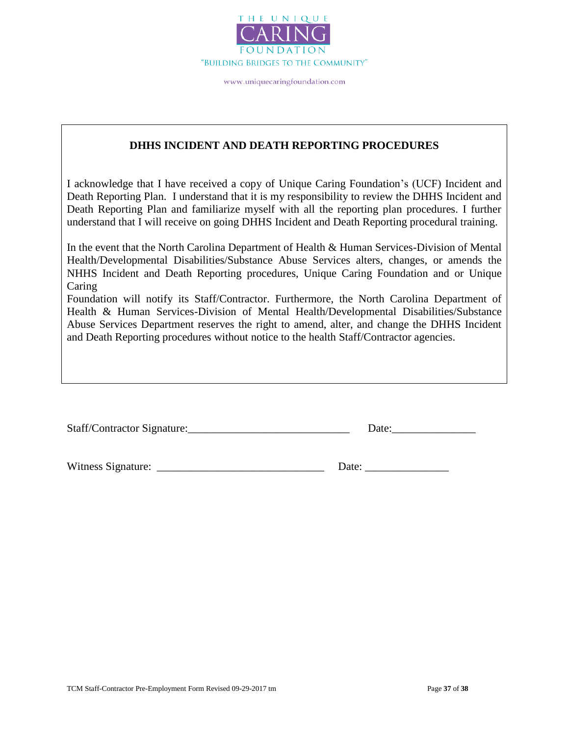THE UNIQUE CARING FOUNDATION

"BUILDING BRIDGES TO THE COMMUNITY"

www.uniquecaringfoundation.com

## DHHS INCIDENT AND DEATH REPORTING PROCEDURES

I acknowledge that I have received a copy of Unique Caring Foundation's (UCF) Incident and Death Reporting Plan. I understand that it is my responsibility to review the DHHS Incident and Death Reporting Plan and familiarize myself with all the reporting plan procedures. I further understand that I will receive on going DHHS Incident and Death Reporting procedural training.

In the event that the North Carolina Department of Health & Human Services-Division of Mental Health/Developmental Disabilities/Substance Abuse Services alters, changes, or amends the NHHS Incident and Death Reporting procedures, Unique Caring Foundation and or Unique Caring
Foundation will notify its Staff/Contractor. Furthermore, the North Carolina Department of Health & Human Services-Division of Mental Health/Developmental Disabilities/Substance Abuse Services Department reserves the right to amend, alter, and change the DHHS Incident and Death Reporting procedures without notice to the health Staff/Contractor agencies.

Staff/Contractor Signature:_____________________________ Date:_______________

Witness Signature: ______________________________ Date: _______________

TCM Staff-Contractor Pre-Employment Form Revised 09-29-2017 tm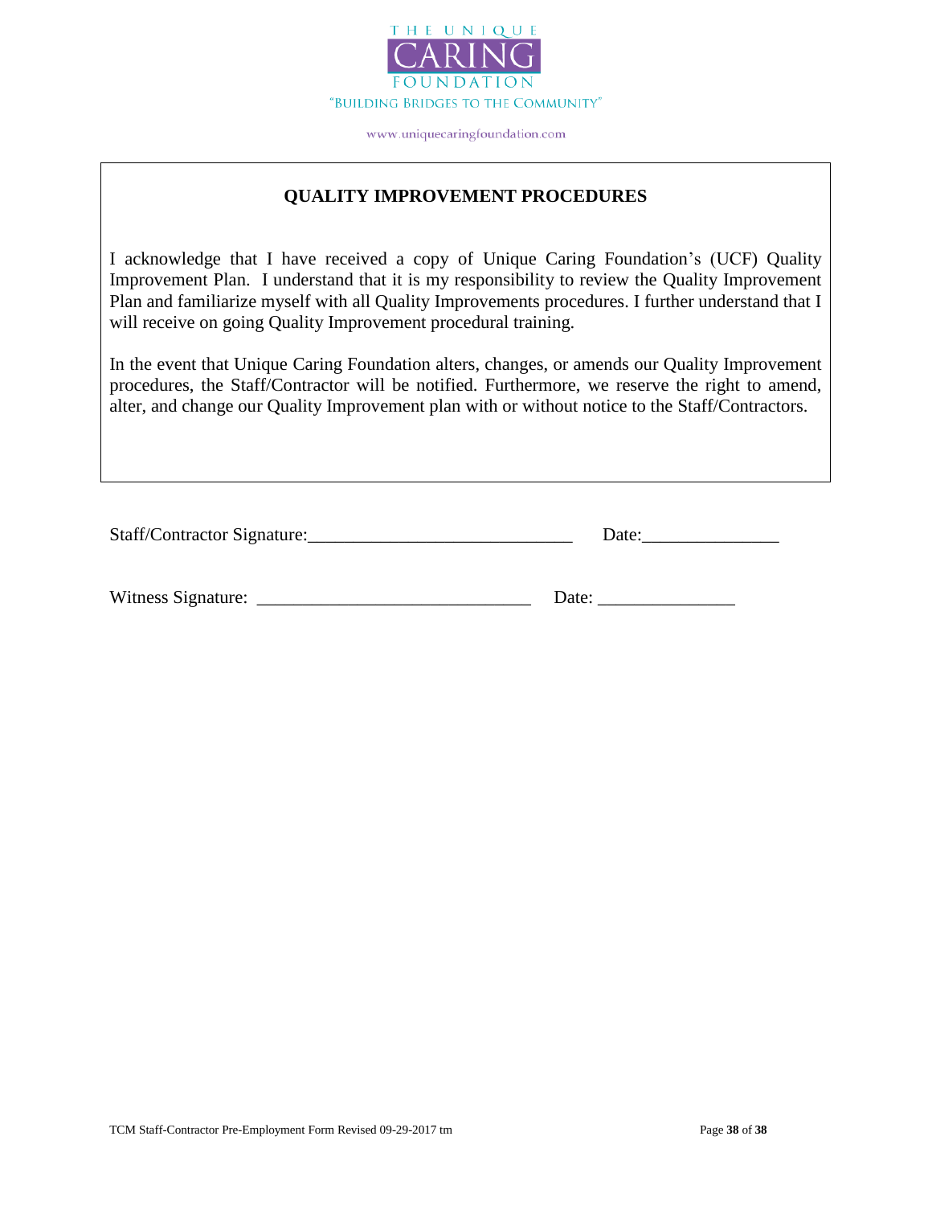THE UNIQUE
CARING
FOUNDATION
"BUILDING BRIDGES TO THE COMMUNITY"

www.uniquecaringfoundation.com

## QUALITY IMPROVEMENT PROCEDURES

I acknowledge that I have received a copy of Unique Caring Foundation's (UCF) Quality Improvement Plan. I understand that it is my responsibility to review the Quality Improvement Plan and familiarize myself with all Quality Improvements procedures. I further understand that I will receive on going Quality Improvement procedural training.

In the event that Unique Caring Foundation alters, changes, or amends our Quality Improvement procedures, the Staff/Contractor will be notified. Furthermore, we reserve the right to amend, alter, and change our Quality Improvement plan with or without notice to the Staff/Contractors.

Staff/Contractor Signature:_____________________________ Date:_______________

Witness Signature: ______________________________ Date: _______________

TCM Staff-Contractor Pre-Employment Form Revised 09-29-2017 tm